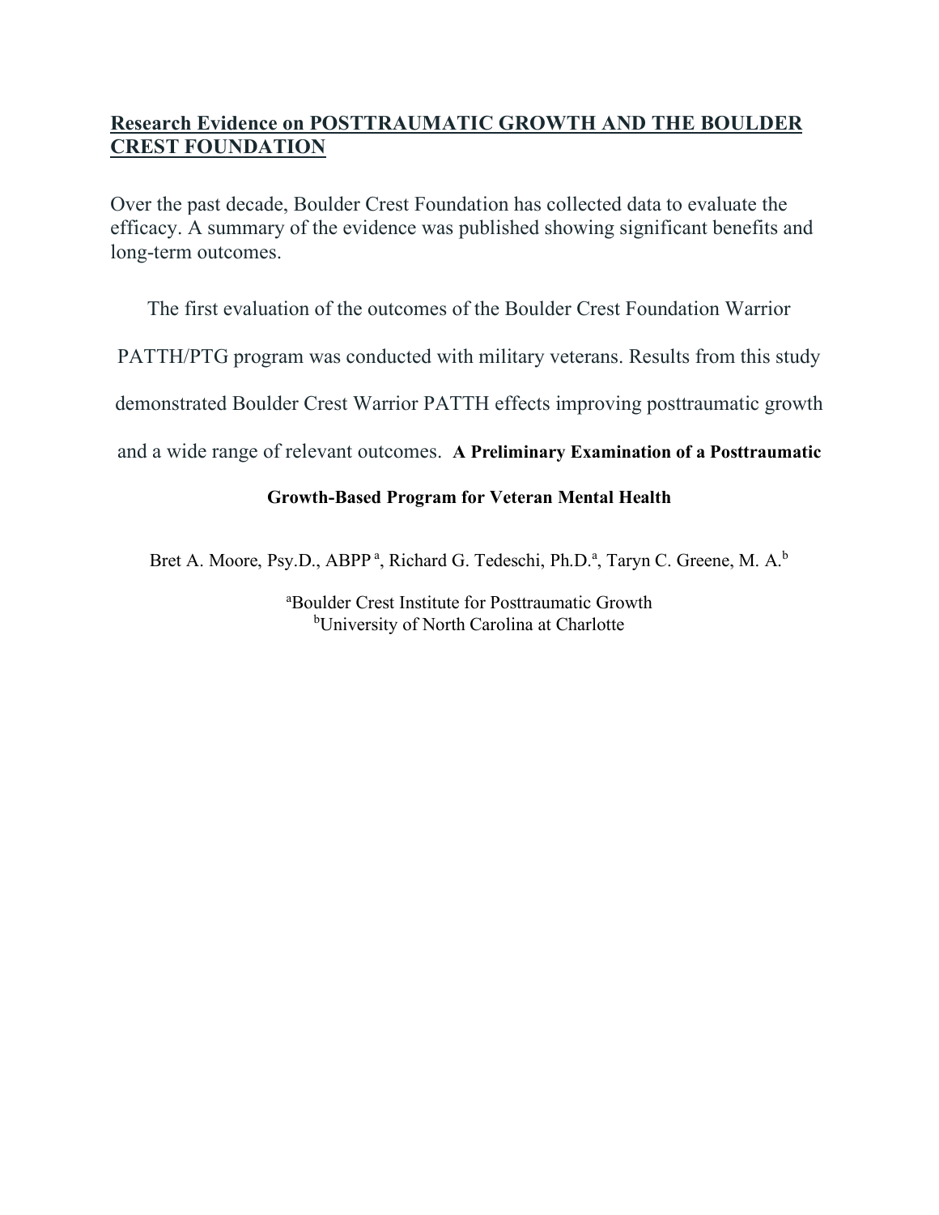**<u>Research Evidence on POSTTRAUMATIC GROWTH AND THE BOULDER CREST FOUNDATION</u>**

Over the past decade, Boulder Crest Foundation has collected data to evaluate the efficacy. A summary of the evidence was published showing significant benefits and long-term outcomes.

The first evaluation of the outcomes of the Boulder Crest Foundation Warrior PATTH/PTG program was conducted with military veterans. Results from this study demonstrated Boulder Crest Warrior PATTH effects improving posttraumatic growth and a wide range of relevant outcomes.

# A Preliminary Examination of a Posttraumatic Growth-Based Program for Veteran Mental Health

Bret A. Moore, Psy.D., ABPP [a], Richard G. Tedeschi, Ph.D.[a], Taryn C. Greene, M. A.[b]

[a]Boulder Crest Institute for Posttraumatic Growth
[b]University of North Carolina at Charlotte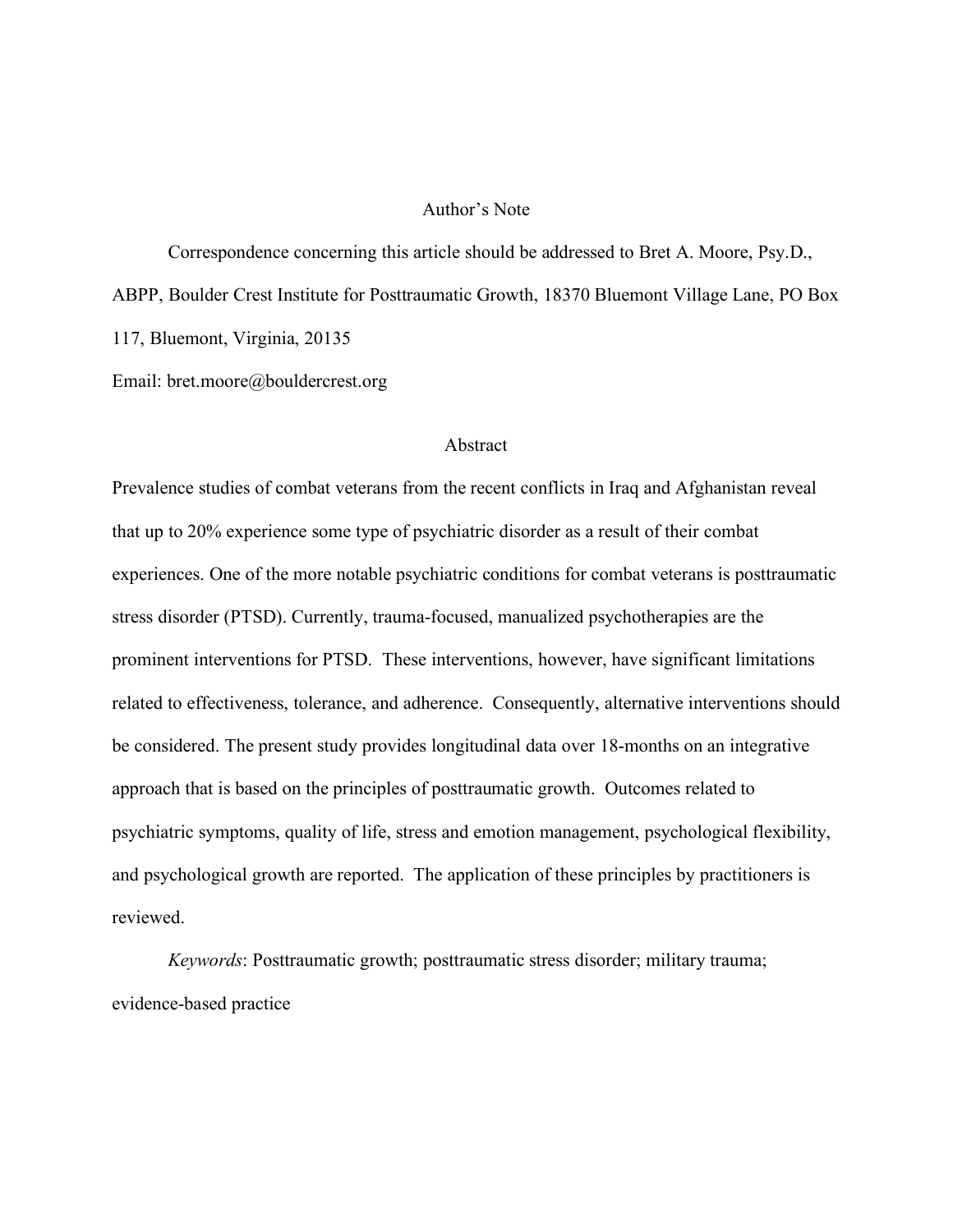## Author's Note

Correspondence concerning this article should be addressed to Bret A. Moore, Psy.D., ABPP, Boulder Crest Institute for Posttraumatic Growth, 18370 Bluemont Village Lane, PO Box 117, Bluemont, Virginia, 20135

Email: bret.moore@bouldercrest.org

## Abstract

Prevalence studies of combat veterans from the recent conflicts in Iraq and Afghanistan reveal that up to 20% experience some type of psychiatric disorder as a result of their combat experiences. One of the more notable psychiatric conditions for combat veterans is posttraumatic stress disorder (PTSD). Currently, trauma-focused, manualized psychotherapies are the prominent interventions for PTSD. These interventions, however, have significant limitations related to effectiveness, tolerance, and adherence. Consequently, alternative interventions should be considered. The present study provides longitudinal data over 18-months on an integrative approach that is based on the principles of posttraumatic growth. Outcomes related to psychiatric symptoms, quality of life, stress and emotion management, psychological flexibility, and psychological growth are reported. The application of these principles by practitioners is reviewed.

*Keywords*: Posttraumatic growth; posttraumatic stress disorder; military trauma; evidence-based practice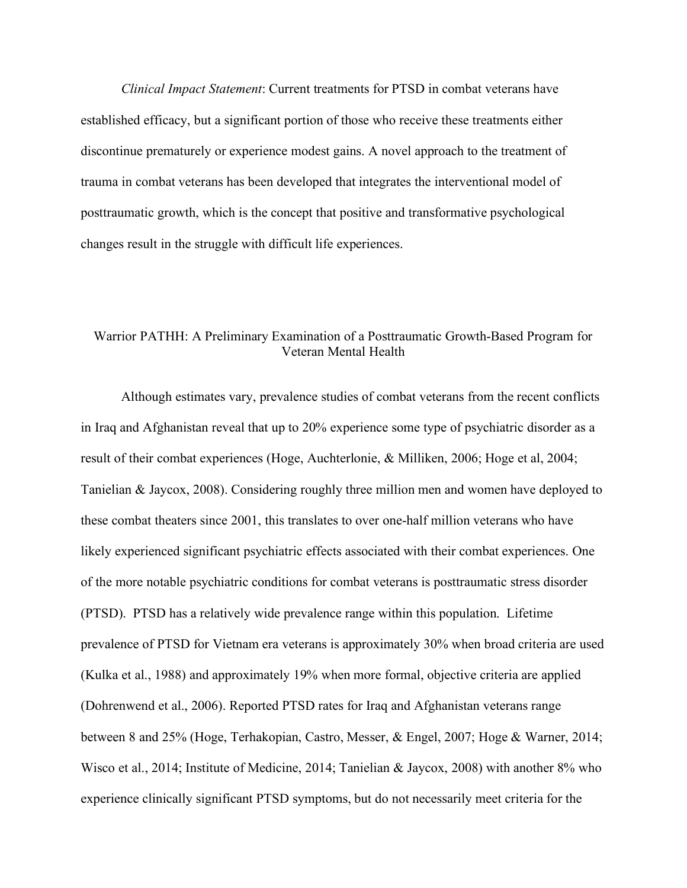*Clinical Impact Statement*: Current treatments for PTSD in combat veterans have established efficacy, but a significant portion of those who receive these treatments either discontinue prematurely or experience modest gains. A novel approach to the treatment of trauma in combat veterans has been developed that integrates the interventional model of posttraumatic growth, which is the concept that positive and transformative psychological changes result in the struggle with difficult life experiences.

# Warrior PATHH: A Preliminary Examination of a Posttraumatic Growth-Based Program for Veteran Mental Health

Although estimates vary, prevalence studies of combat veterans from the recent conflicts in Iraq and Afghanistan reveal that up to 20% experience some type of psychiatric disorder as a result of their combat experiences (Hoge, Auchterlonie, & Milliken, 2006; Hoge et al, 2004; Tanielian & Jaycox, 2008). Considering roughly three million men and women have deployed to these combat theaters since 2001, this translates to over one-half million veterans who have likely experienced significant psychiatric effects associated with their combat experiences. One of the more notable psychiatric conditions for combat veterans is posttraumatic stress disorder (PTSD). PTSD has a relatively wide prevalence range within this population. Lifetime prevalence of PTSD for Vietnam era veterans is approximately 30% when broad criteria are used (Kulka et al., 1988) and approximately 19% when more formal, objective criteria are applied (Dohrenwend et al., 2006). Reported PTSD rates for Iraq and Afghanistan veterans range between 8 and 25% (Hoge, Terhakopian, Castro, Messer, & Engel, 2007; Hoge & Warner, 2014; Wisco et al., 2014; Institute of Medicine, 2014; Tanielian & Jaycox, 2008) with another 8% who experience clinically significant PTSD symptoms, but do not necessarily meet criteria for the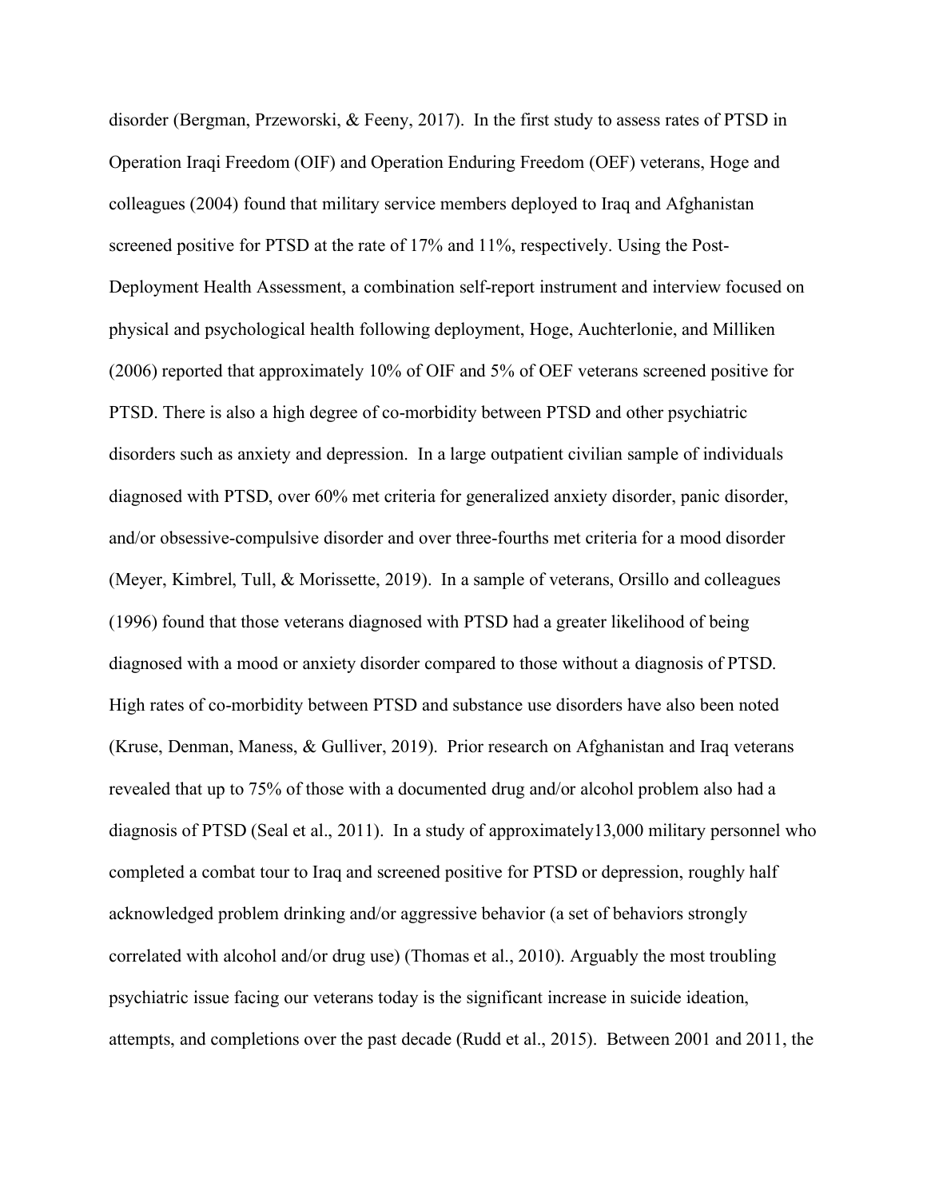disorder (Bergman, Przeworski, & Feeny, 2017). In the first study to assess rates of PTSD in Operation Iraqi Freedom (OIF) and Operation Enduring Freedom (OEF) veterans, Hoge and colleagues (2004) found that military service members deployed to Iraq and Afghanistan screened positive for PTSD at the rate of 17% and 11%, respectively. Using the Post-Deployment Health Assessment, a combination self-report instrument and interview focused on physical and psychological health following deployment, Hoge, Auchterlonie, and Milliken (2006) reported that approximately 10% of OIF and 5% of OEF veterans screened positive for PTSD. There is also a high degree of co-morbidity between PTSD and other psychiatric disorders such as anxiety and depression. In a large outpatient civilian sample of individuals diagnosed with PTSD, over 60% met criteria for generalized anxiety disorder, panic disorder, and/or obsessive-compulsive disorder and over three-fourths met criteria for a mood disorder (Meyer, Kimbrel, Tull, & Morissette, 2019). In a sample of veterans, Orsillo and colleagues (1996) found that those veterans diagnosed with PTSD had a greater likelihood of being diagnosed with a mood or anxiety disorder compared to those without a diagnosis of PTSD. High rates of co-morbidity between PTSD and substance use disorders have also been noted (Kruse, Denman, Maness, & Gulliver, 2019). Prior research on Afghanistan and Iraq veterans revealed that up to 75% of those with a documented drug and/or alcohol problem also had a diagnosis of PTSD (Seal et al., 2011). In a study of approximately13,000 military personnel who completed a combat tour to Iraq and screened positive for PTSD or depression, roughly half acknowledged problem drinking and/or aggressive behavior (a set of behaviors strongly correlated with alcohol and/or drug use) (Thomas et al., 2010). Arguably the most troubling psychiatric issue facing our veterans today is the significant increase in suicide ideation, attempts, and completions over the past decade (Rudd et al., 2015). Between 2001 and 2011, the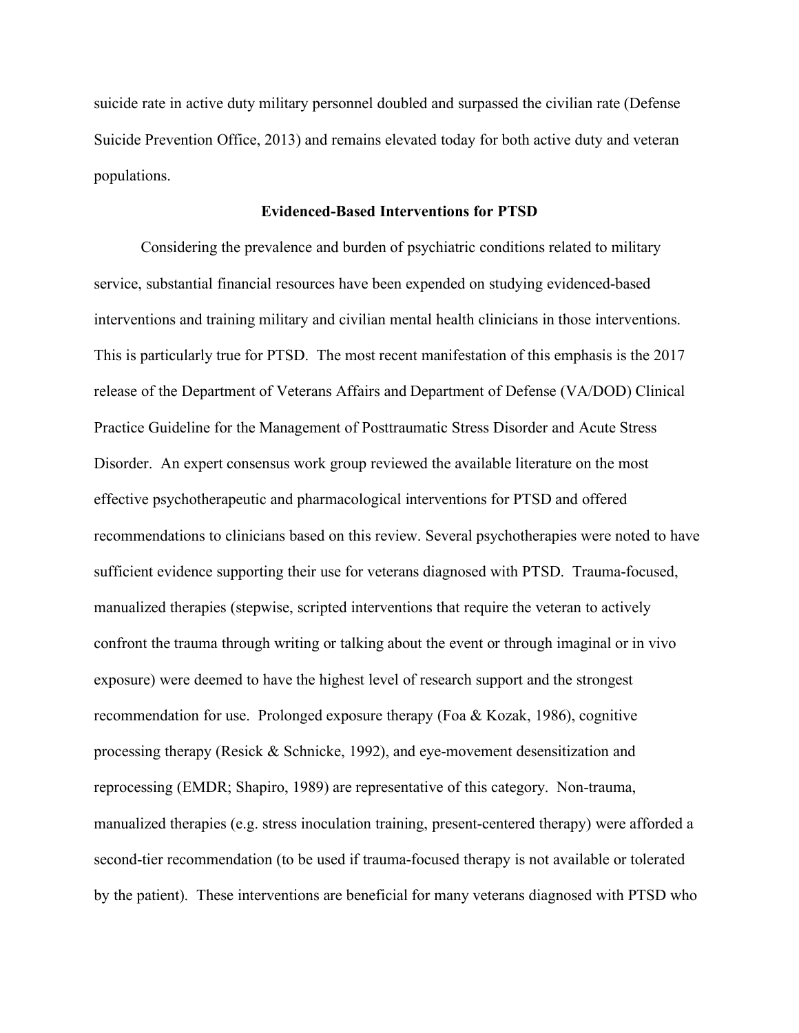suicide rate in active duty military personnel doubled and surpassed the civilian rate (Defense Suicide Prevention Office, 2013) and remains elevated today for both active duty and veteran populations.

## Evidenced-Based Interventions for PTSD

Considering the prevalence and burden of psychiatric conditions related to military service, substantial financial resources have been expended on studying evidenced-based interventions and training military and civilian mental health clinicians in those interventions. This is particularly true for PTSD. The most recent manifestation of this emphasis is the 2017 release of the Department of Veterans Affairs and Department of Defense (VA/DOD) Clinical Practice Guideline for the Management of Posttraumatic Stress Disorder and Acute Stress Disorder. An expert consensus work group reviewed the available literature on the most effective psychotherapeutic and pharmacological interventions for PTSD and offered recommendations to clinicians based on this review. Several psychotherapies were noted to have sufficient evidence supporting their use for veterans diagnosed with PTSD. Trauma-focused, manualized therapies (stepwise, scripted interventions that require the veteran to actively confront the trauma through writing or talking about the event or through imaginal or in vivo exposure) were deemed to have the highest level of research support and the strongest recommendation for use. Prolonged exposure therapy (Foa & Kozak, 1986), cognitive processing therapy (Resick & Schnicke, 1992), and eye-movement desensitization and reprocessing (EMDR; Shapiro, 1989) are representative of this category. Non-trauma, manualized therapies (e.g. stress inoculation training, present-centered therapy) were afforded a second-tier recommendation (to be used if trauma-focused therapy is not available or tolerated by the patient). These interventions are beneficial for many veterans diagnosed with PTSD who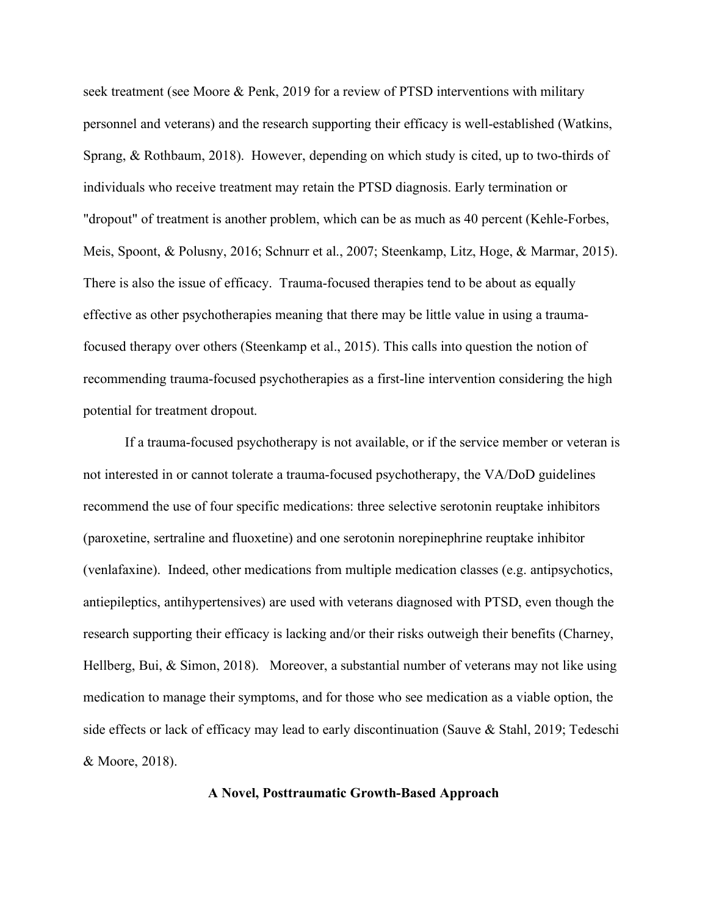seek treatment (see Moore & Penk, 2019 for a review of PTSD interventions with military personnel and veterans) and the research supporting their efficacy is well-established (Watkins, Sprang, & Rothbaum, 2018). However, depending on which study is cited, up to two-thirds of individuals who receive treatment may retain the PTSD diagnosis. Early termination or "dropout" of treatment is another problem, which can be as much as 40 percent (Kehle-Forbes, Meis, Spoont, & Polusny, 2016; Schnurr et al., 2007; Steenkamp, Litz, Hoge, & Marmar, 2015). There is also the issue of efficacy. Trauma-focused therapies tend to be about as equally effective as other psychotherapies meaning that there may be little value in using a trauma-focused therapy over others (Steenkamp et al., 2015). This calls into question the notion of recommending trauma-focused psychotherapies as a first-line intervention considering the high potential for treatment dropout.

If a trauma-focused psychotherapy is not available, or if the service member or veteran is not interested in or cannot tolerate a trauma-focused psychotherapy, the VA/DoD guidelines recommend the use of four specific medications: three selective serotonin reuptake inhibitors (paroxetine, sertraline and fluoxetine) and one serotonin norepinephrine reuptake inhibitor (venlafaxine). Indeed, other medications from multiple medication classes (e.g. antipsychotics, antiepileptics, antihypertensives) are used with veterans diagnosed with PTSD, even though the research supporting their efficacy is lacking and/or their risks outweigh their benefits (Charney, Hellberg, Bui, & Simon, 2018). Moreover, a substantial number of veterans may not like using medication to manage their symptoms, and for those who see medication as a viable option, the side effects or lack of efficacy may lead to early discontinuation (Sauve & Stahl, 2019; Tedeschi & Moore, 2018).

## A Novel, Posttraumatic Growth-Based Approach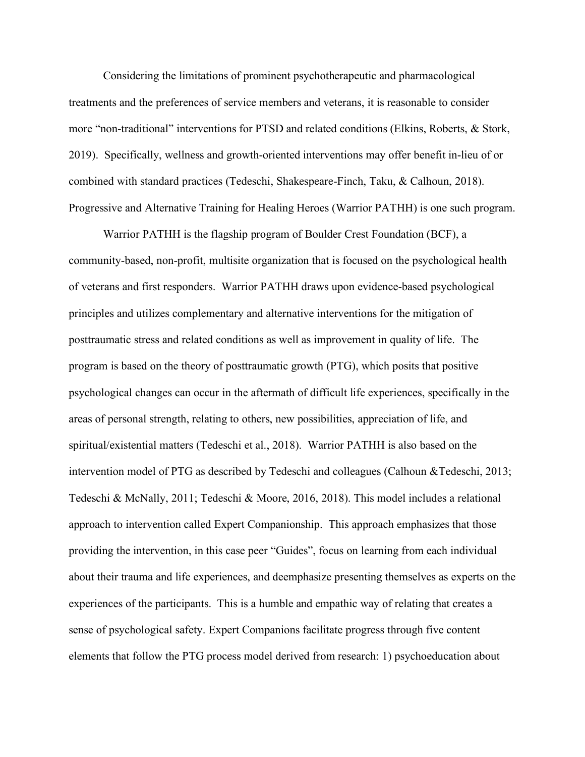Considering the limitations of prominent psychotherapeutic and pharmacological treatments and the preferences of service members and veterans, it is reasonable to consider more "non-traditional" interventions for PTSD and related conditions (Elkins, Roberts, & Stork, 2019). Specifically, wellness and growth-oriented interventions may offer benefit in-lieu of or combined with standard practices (Tedeschi, Shakespeare-Finch, Taku, & Calhoun, 2018). Progressive and Alternative Training for Healing Heroes (Warrior PATHH) is one such program.

Warrior PATHH is the flagship program of Boulder Crest Foundation (BCF), a community-based, non-profit, multisite organization that is focused on the psychological health of veterans and first responders. Warrior PATHH draws upon evidence-based psychological principles and utilizes complementary and alternative interventions for the mitigation of posttraumatic stress and related conditions as well as improvement in quality of life. The program is based on the theory of posttraumatic growth (PTG), which posits that positive psychological changes can occur in the aftermath of difficult life experiences, specifically in the areas of personal strength, relating to others, new possibilities, appreciation of life, and spiritual/existential matters (Tedeschi et al., 2018). Warrior PATHH is also based on the intervention model of PTG as described by Tedeschi and colleagues (Calhoun &Tedeschi, 2013; Tedeschi & McNally, 2011; Tedeschi & Moore, 2016, 2018). This model includes a relational approach to intervention called Expert Companionship. This approach emphasizes that those providing the intervention, in this case peer "Guides", focus on learning from each individual about their trauma and life experiences, and deemphasize presenting themselves as experts on the experiences of the participants. This is a humble and empathic way of relating that creates a sense of psychological safety. Expert Companions facilitate progress through five content elements that follow the PTG process model derived from research: 1) psychoeducation about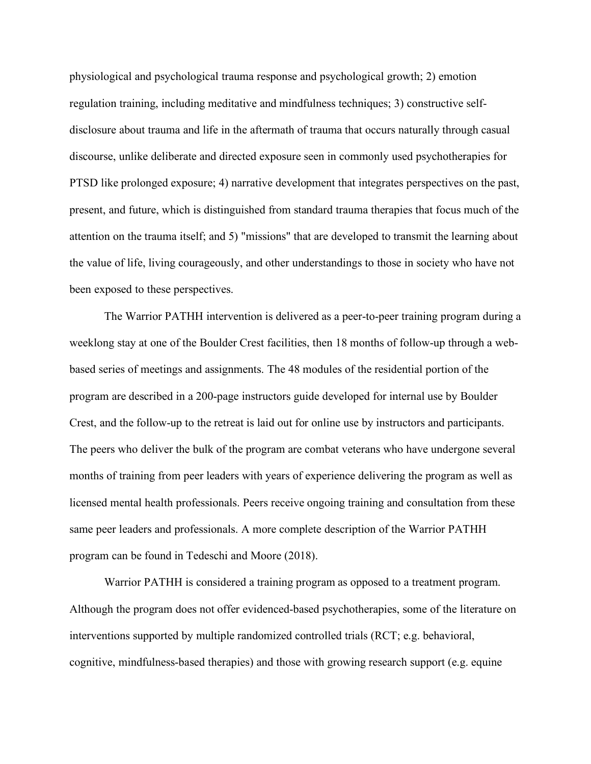physiological and psychological trauma response and psychological growth; 2) emotion regulation training, including meditative and mindfulness techniques; 3) constructive self-disclosure about trauma and life in the aftermath of trauma that occurs naturally through casual discourse, unlike deliberate and directed exposure seen in commonly used psychotherapies for PTSD like prolonged exposure; 4) narrative development that integrates perspectives on the past, present, and future, which is distinguished from standard trauma therapies that focus much of the attention on the trauma itself; and 5) "missions" that are developed to transmit the learning about the value of life, living courageously, and other understandings to those in society who have not been exposed to these perspectives.

The Warrior PATHH intervention is delivered as a peer-to-peer training program during a weeklong stay at one of the Boulder Crest facilities, then 18 months of follow-up through a web-based series of meetings and assignments. The 48 modules of the residential portion of the program are described in a 200-page instructors guide developed for internal use by Boulder Crest, and the follow-up to the retreat is laid out for online use by instructors and participants. The peers who deliver the bulk of the program are combat veterans who have undergone several months of training from peer leaders with years of experience delivering the program as well as licensed mental health professionals. Peers receive ongoing training and consultation from these same peer leaders and professionals. A more complete description of the Warrior PATHH program can be found in Tedeschi and Moore (2018).

Warrior PATHH is considered a training program as opposed to a treatment program. Although the program does not offer evidenced-based psychotherapies, some of the literature on interventions supported by multiple randomized controlled trials (RCT; e.g. behavioral, cognitive, mindfulness-based therapies) and those with growing research support (e.g. equine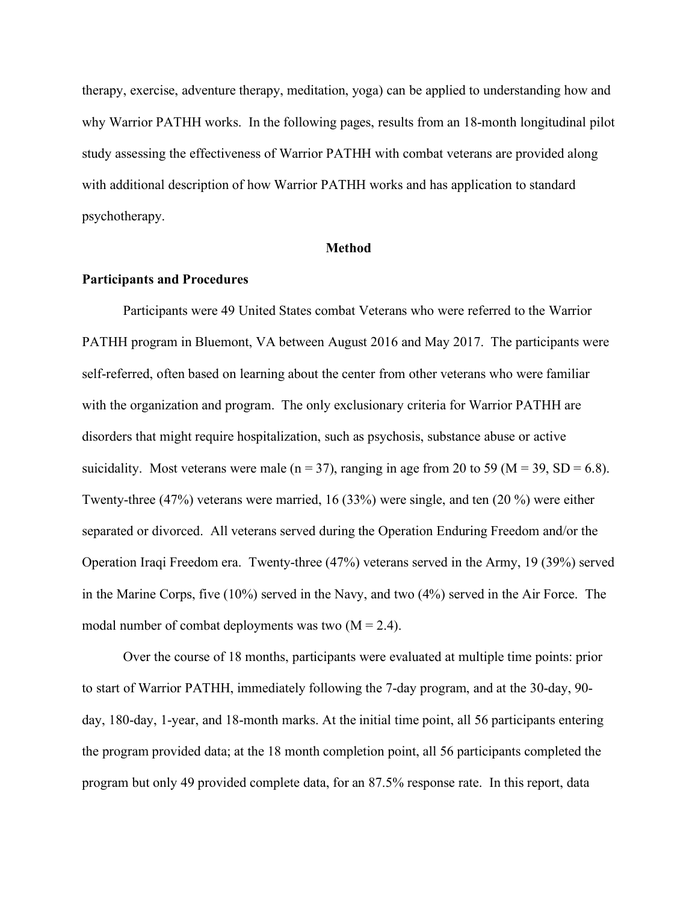therapy, exercise, adventure therapy, meditation, yoga) can be applied to understanding how and why Warrior PATHH works. In the following pages, results from an 18-month longitudinal pilot study assessing the effectiveness of Warrior PATHH with combat veterans are provided along with additional description of how Warrior PATHH works and has application to standard psychotherapy.

## Method

### Participants and Procedures

Participants were 49 United States combat Veterans who were referred to the Warrior PATHH program in Bluemont, VA between August 2016 and May 2017. The participants were self-referred, often based on learning about the center from other veterans who were familiar with the organization and program. The only exclusionary criteria for Warrior PATHH are disorders that might require hospitalization, such as psychosis, substance abuse or active suicidality. Most veterans were male ($n = 37$), ranging in age from 20 to 59 ($M = 39$, $SD = 6.8$). Twenty-three (47%) veterans were married, 16 (33%) were single, and ten (20 %) were either separated or divorced. All veterans served during the Operation Enduring Freedom and/or the Operation Iraqi Freedom era. Twenty-three (47%) veterans served in the Army, 19 (39%) served in the Marine Corps, five (10%) served in the Navy, and two (4%) served in the Air Force. The modal number of combat deployments was two ($M = 2.4$).

Over the course of 18 months, participants were evaluated at multiple time points: prior to start of Warrior PATHH, immediately following the 7-day program, and at the 30-day, 90-day, 180-day, 1-year, and 18-month marks. At the initial time point, all 56 participants entering the program provided data; at the 18 month completion point, all 56 participants completed the program but only 49 provided complete data, for an 87.5% response rate. In this report, data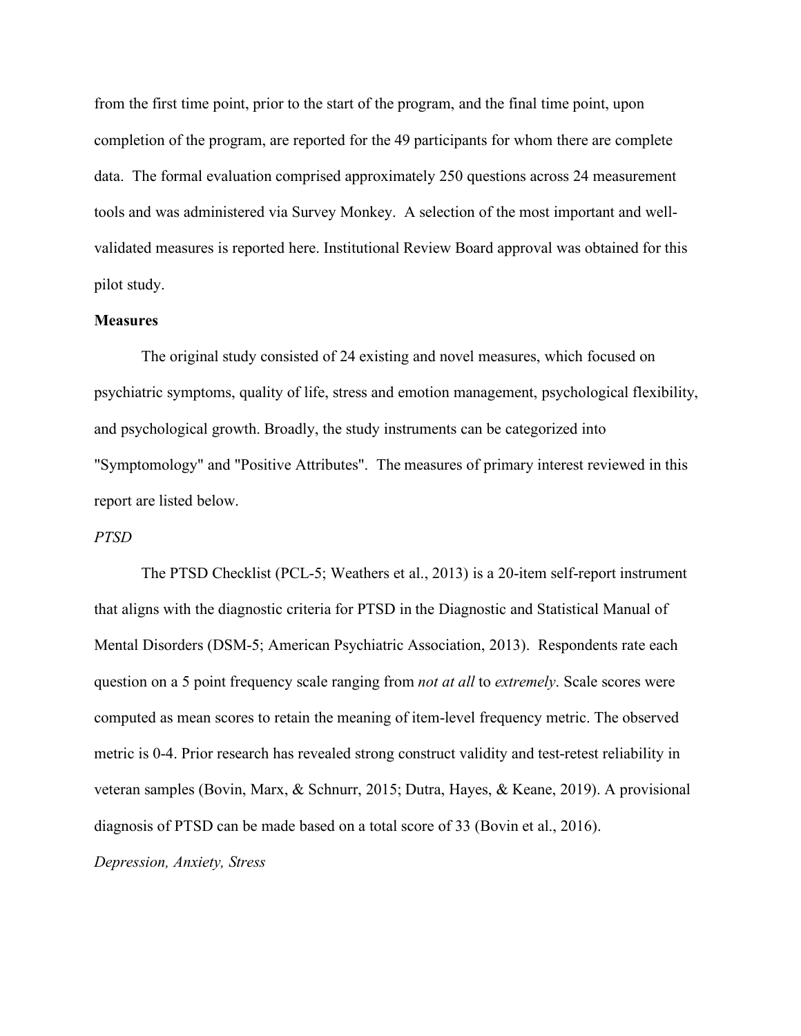from the first time point, prior to the start of the program, and the final time point, upon completion of the program, are reported for the 49 participants for whom there are complete data. The formal evaluation comprised approximately 250 questions across 24 measurement tools and was administered via Survey Monkey. A selection of the most important and well-validated measures is reported here. Institutional Review Board approval was obtained for this pilot study.

**Measures**

The original study consisted of 24 existing and novel measures, which focused on psychiatric symptoms, quality of life, stress and emotion management, psychological flexibility, and psychological growth. Broadly, the study instruments can be categorized into "Symptomology" and "Positive Attributes". The measures of primary interest reviewed in this report are listed below.

*PTSD*

The PTSD Checklist (PCL-5; Weathers et al., 2013) is a 20-item self-report instrument that aligns with the diagnostic criteria for PTSD in the Diagnostic and Statistical Manual of Mental Disorders (DSM-5; American Psychiatric Association, 2013). Respondents rate each question on a 5 point frequency scale ranging from *not at all* to *extremely*. Scale scores were computed as mean scores to retain the meaning of item-level frequency metric. The observed metric is 0-4. Prior research has revealed strong construct validity and test-retest reliability in veteran samples (Bovin, Marx, & Schnurr, 2015; Dutra, Hayes, & Keane, 2019). A provisional diagnosis of PTSD can be made based on a total score of 33 (Bovin et al., 2016).

*Depression, Anxiety, Stress*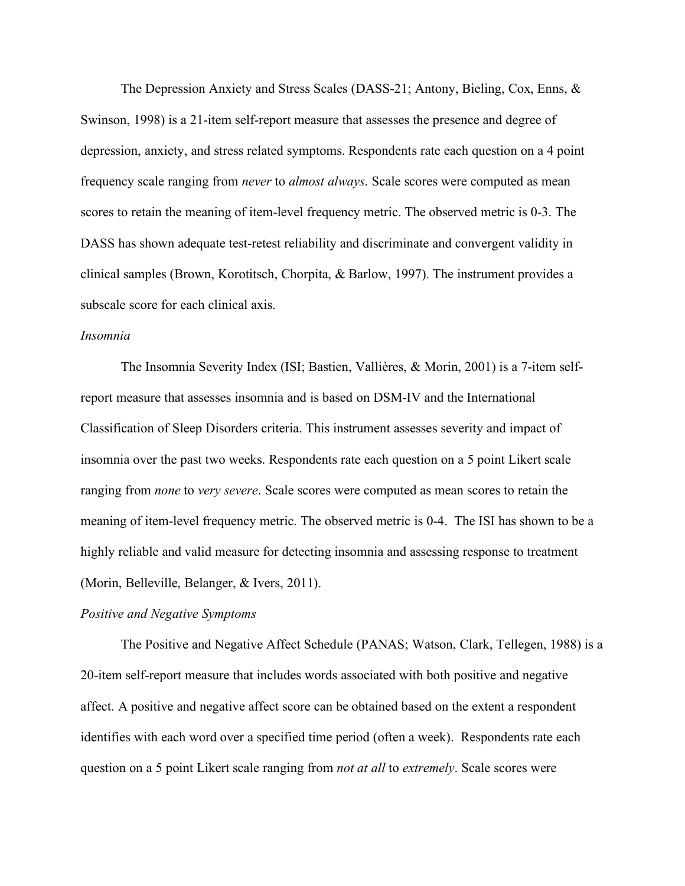The Depression Anxiety and Stress Scales (DASS-21; Antony, Bieling, Cox, Enns, & Swinson, 1998) is a 21-item self-report measure that assesses the presence and degree of depression, anxiety, and stress related symptoms. Respondents rate each question on a 4 point frequency scale ranging from *never* to *almost always*. Scale scores were computed as mean scores to retain the meaning of item-level frequency metric. The observed metric is 0-3. The DASS has shown adequate test-retest reliability and discriminate and convergent validity in clinical samples (Brown, Korotitsch, Chorpita, & Barlow, 1997). The instrument provides a subscale score for each clinical axis.

*Insomnia*

The Insomnia Severity Index (ISI; Bastien, Vallières, & Morin, 2001) is a 7-item self-report measure that assesses insomnia and is based on DSM-IV and the International Classification of Sleep Disorders criteria. This instrument assesses severity and impact of insomnia over the past two weeks. Respondents rate each question on a 5 point Likert scale ranging from *none* to *very severe*. Scale scores were computed as mean scores to retain the meaning of item-level frequency metric. The observed metric is 0-4. The ISI has shown to be a highly reliable and valid measure for detecting insomnia and assessing response to treatment (Morin, Belleville, Belanger, & Ivers, 2011).

*Positive and Negative Symptoms*

The Positive and Negative Affect Schedule (PANAS; Watson, Clark, Tellegen, 1988) is a 20-item self-report measure that includes words associated with both positive and negative affect. A positive and negative affect score can be obtained based on the extent a respondent identifies with each word over a specified time period (often a week). Respondents rate each question on a 5 point Likert scale ranging from *not at all* to *extremely*. Scale scores were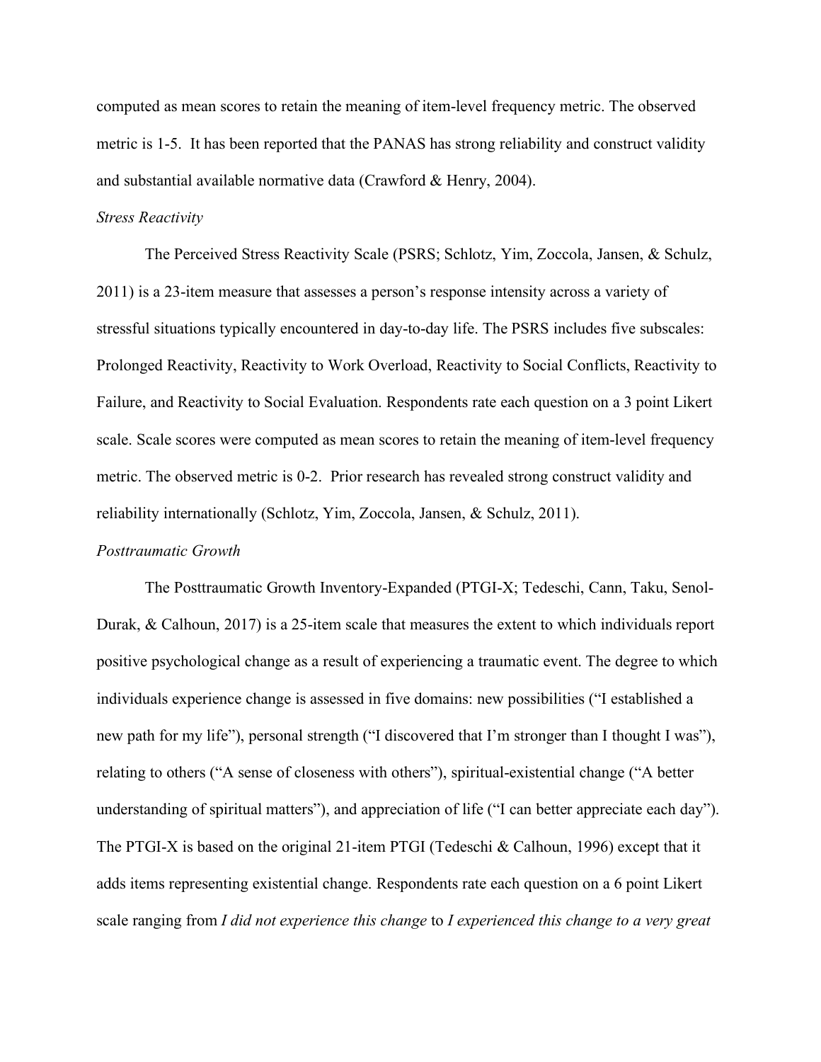computed as mean scores to retain the meaning of item-level frequency metric. The observed metric is 1-5. It has been reported that the PANAS has strong reliability and construct validity and substantial available normative data (Crawford & Henry, 2004).

*Stress Reactivity*

The Perceived Stress Reactivity Scale (PSRS; Schlotz, Yim, Zoccola, Jansen, & Schulz, 2011) is a 23-item measure that assesses a person's response intensity across a variety of stressful situations typically encountered in day-to-day life. The PSRS includes five subscales: Prolonged Reactivity, Reactivity to Work Overload, Reactivity to Social Conflicts, Reactivity to Failure, and Reactivity to Social Evaluation. Respondents rate each question on a 3 point Likert scale. Scale scores were computed as mean scores to retain the meaning of item-level frequency metric. The observed metric is 0-2. Prior research has revealed strong construct validity and reliability internationally (Schlotz, Yim, Zoccola, Jansen, & Schulz, 2011).

*Posttraumatic Growth*

The Posttraumatic Growth Inventory-Expanded (PTGI-X; Tedeschi, Cann, Taku, Senol-Durak, & Calhoun, 2017) is a 25-item scale that measures the extent to which individuals report positive psychological change as a result of experiencing a traumatic event. The degree to which individuals experience change is assessed in five domains: new possibilities ("I established a new path for my life"), personal strength ("I discovered that I'm stronger than I thought I was"), relating to others ("A sense of closeness with others"), spiritual-existential change ("A better understanding of spiritual matters"), and appreciation of life ("I can better appreciate each day"). The PTGI-X is based on the original 21-item PTGI (Tedeschi & Calhoun, 1996) except that it adds items representing existential change. Respondents rate each question on a 6 point Likert scale ranging from *I did not experience this change* to *I experienced this change to a very great*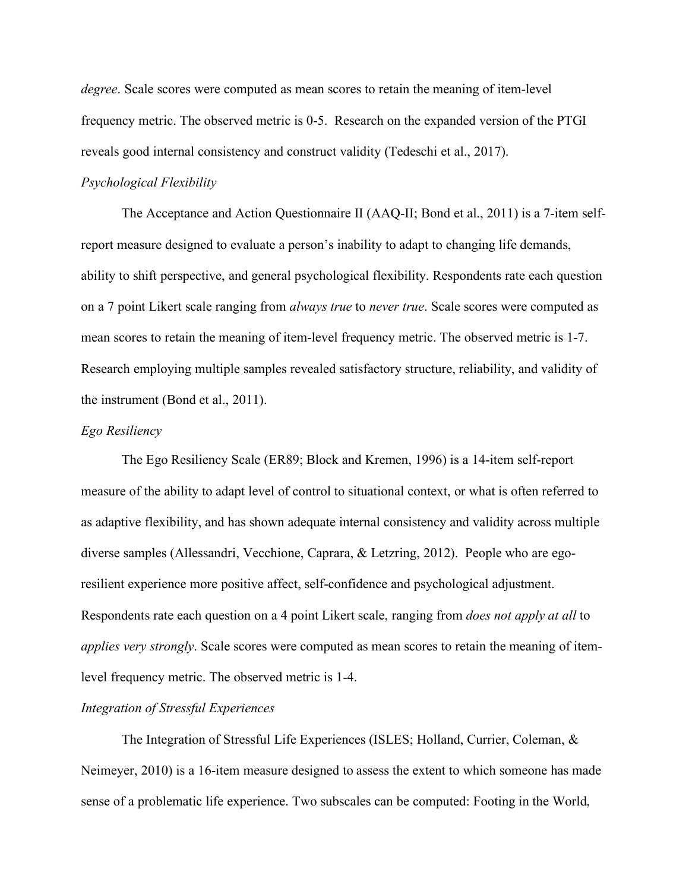*degree*. Scale scores were computed as mean scores to retain the meaning of item-level frequency metric. The observed metric is 0-5. Research on the expanded version of the PTGI reveals good internal consistency and construct validity (Tedeschi et al., 2017).

*Psychological Flexibility*

The Acceptance and Action Questionnaire II (AAQ-II; Bond et al., 2011) is a 7-item self-report measure designed to evaluate a person's inability to adapt to changing life demands, ability to shift perspective, and general psychological flexibility. Respondents rate each question on a 7 point Likert scale ranging from *always true* to *never true*. Scale scores were computed as mean scores to retain the meaning of item-level frequency metric. The observed metric is 1-7. Research employing multiple samples revealed satisfactory structure, reliability, and validity of the instrument (Bond et al., 2011).

*Ego Resiliency*

The Ego Resiliency Scale (ER89; Block and Kremen, 1996) is a 14-item self-report measure of the ability to adapt level of control to situational context, or what is often referred to as adaptive flexibility, and has shown adequate internal consistency and validity across multiple diverse samples (Allessandri, Vecchione, Caprara, & Letzring, 2012). People who are ego-resilient experience more positive affect, self-confidence and psychological adjustment. Respondents rate each question on a 4 point Likert scale, ranging from *does not apply at all* to *applies very strongly*. Scale scores were computed as mean scores to retain the meaning of item-level frequency metric. The observed metric is 1-4.

*Integration of Stressful Experiences*

The Integration of Stressful Life Experiences (ISLES; Holland, Currier, Coleman, & Neimeyer, 2010) is a 16-item measure designed to assess the extent to which someone has made sense of a problematic life experience. Two subscales can be computed: Footing in the World,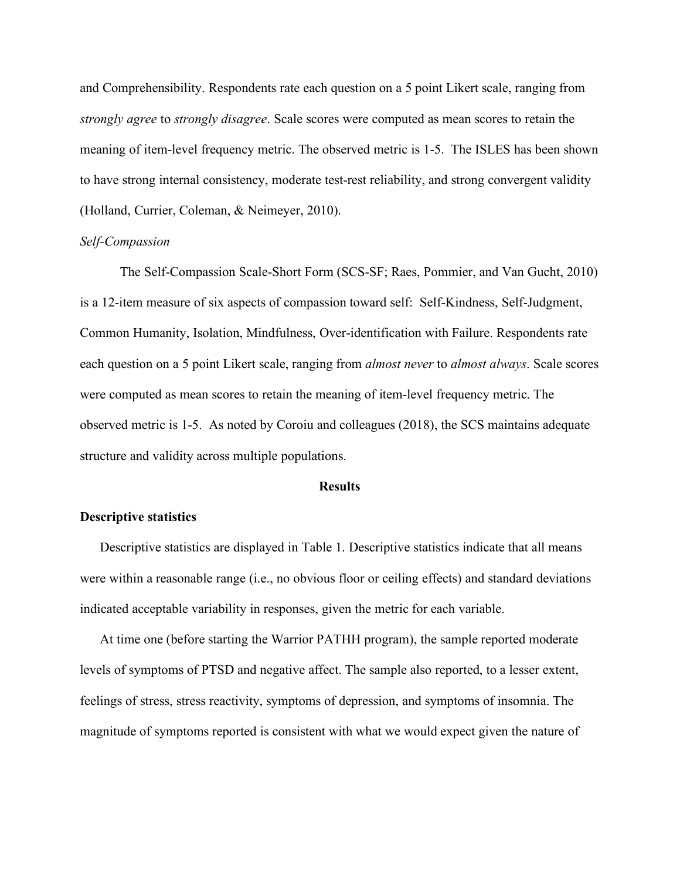and Comprehensibility. Respondents rate each question on a 5 point Likert scale, ranging from *strongly agree* to *strongly disagree*. Scale scores were computed as mean scores to retain the meaning of item-level frequency metric. The observed metric is 1-5. The ISLES has been shown to have strong internal consistency, moderate test-rest reliability, and strong convergent validity (Holland, Currier, Coleman, & Neimeyer, 2010).

*Self-Compassion*

The Self-Compassion Scale-Short Form (SCS-SF; Raes, Pommier, and Van Gucht, 2010) is a 12-item measure of six aspects of compassion toward self: Self-Kindness, Self-Judgment, Common Humanity, Isolation, Mindfulness, Over-identification with Failure. Respondents rate each question on a 5 point Likert scale, ranging from *almost never* to *almost always*. Scale scores were computed as mean scores to retain the meaning of item-level frequency metric. The observed metric is 1-5. As noted by Coroiu and colleagues (2018), the SCS maintains adequate structure and validity across multiple populations.

## Results

### Descriptive statistics

Descriptive statistics are displayed in Table 1. Descriptive statistics indicate that all means were within a reasonable range (i.e., no obvious floor or ceiling effects) and standard deviations indicated acceptable variability in responses, given the metric for each variable.

At time one (before starting the Warrior PATHH program), the sample reported moderate levels of symptoms of PTSD and negative affect. The sample also reported, to a lesser extent, feelings of stress, stress reactivity, symptoms of depression, and symptoms of insomnia. The magnitude of symptoms reported is consistent with what we would expect given the nature of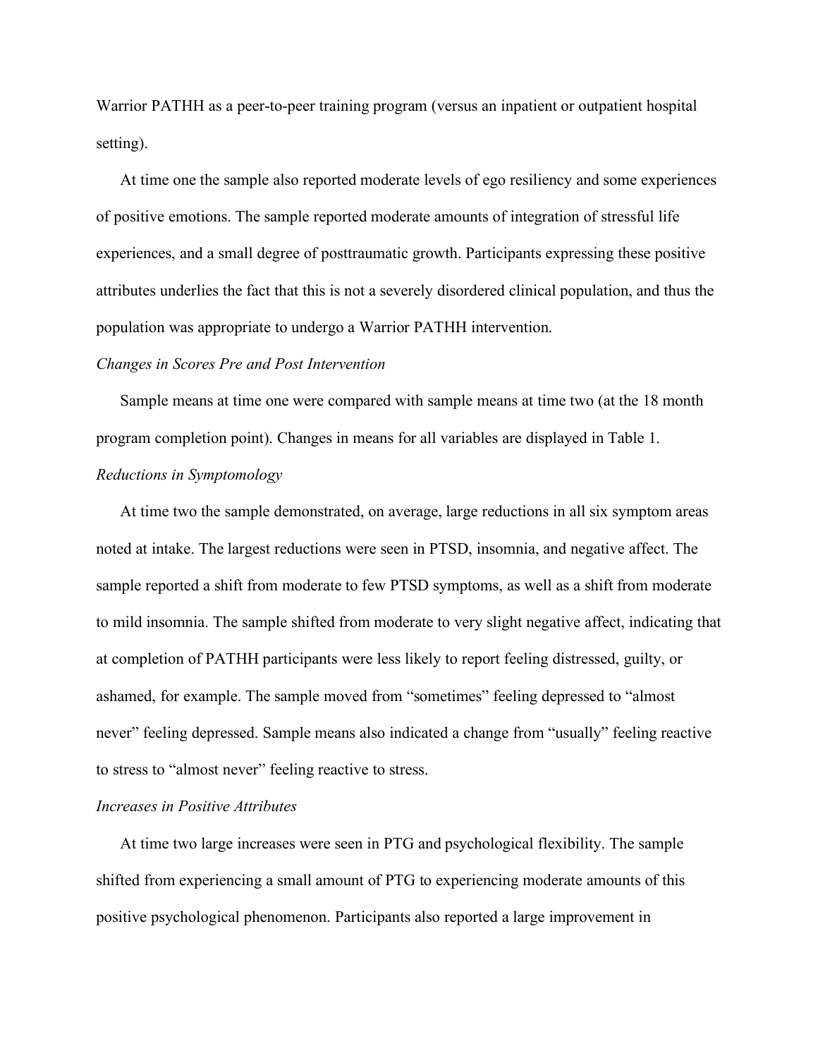Warrior PATHH as a peer-to-peer training program (versus an inpatient or outpatient hospital setting).

At time one the sample also reported moderate levels of ego resiliency and some experiences of positive emotions. The sample reported moderate amounts of integration of stressful life experiences, and a small degree of posttraumatic growth. Participants expressing these positive attributes underlies the fact that this is not a severely disordered clinical population, and thus the population was appropriate to undergo a Warrior PATHH intervention.

*Changes in Scores Pre and Post Intervention*

Sample means at time one were compared with sample means at time two (at the 18 month program completion point). Changes in means for all variables are displayed in Table 1.

*Reductions in Symptomology*

At time two the sample demonstrated, on average, large reductions in all six symptom areas noted at intake. The largest reductions were seen in PTSD, insomnia, and negative affect. The sample reported a shift from moderate to few PTSD symptoms, as well as a shift from moderate to mild insomnia. The sample shifted from moderate to very slight negative affect, indicating that at completion of PATHH participants were less likely to report feeling distressed, guilty, or ashamed, for example. The sample moved from "sometimes" feeling depressed to "almost never" feeling depressed. Sample means also indicated a change from "usually" feeling reactive to stress to "almost never" feeling reactive to stress.

*Increases in Positive Attributes*

At time two large increases were seen in PTG and psychological flexibility. The sample shifted from experiencing a small amount of PTG to experiencing moderate amounts of this positive psychological phenomenon. Participants also reported a large improvement in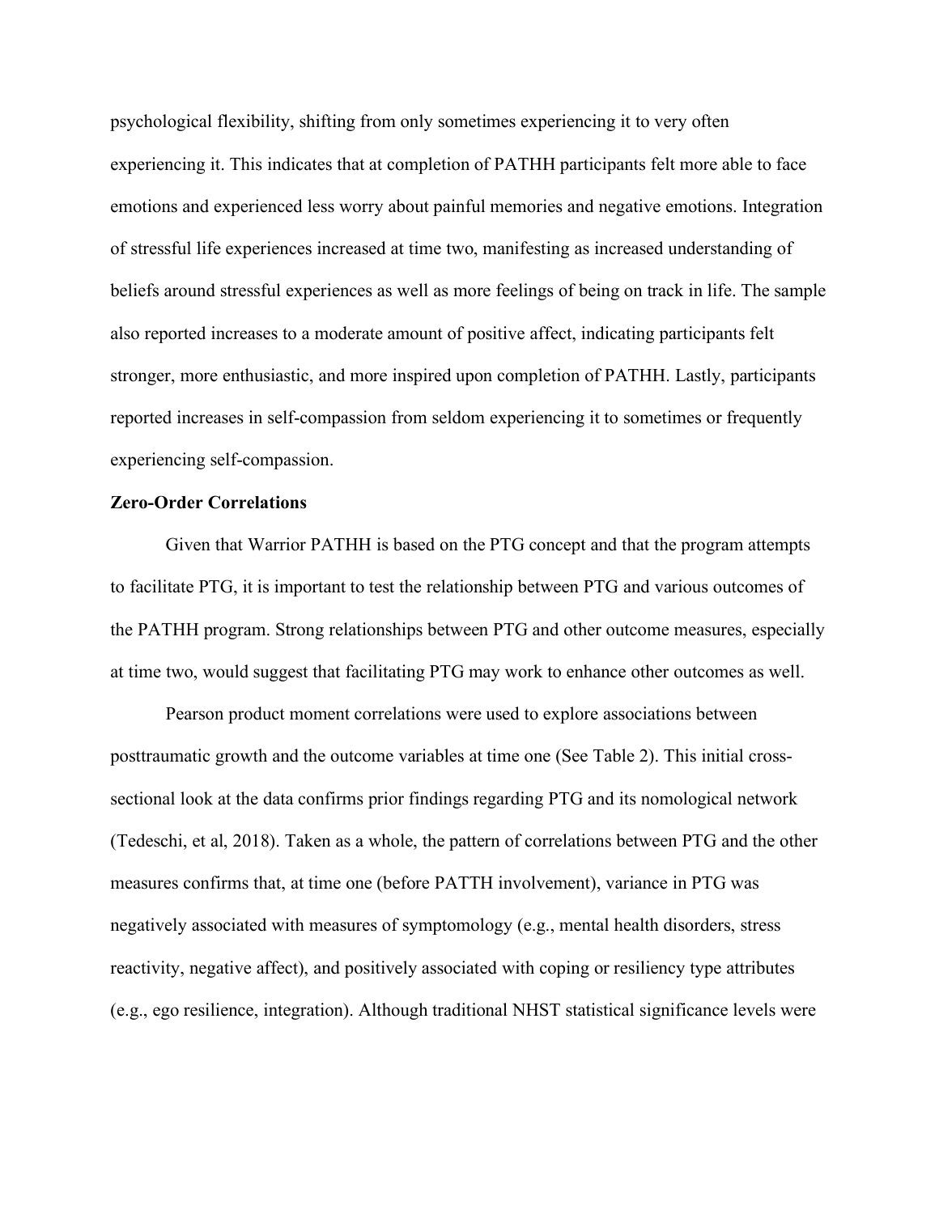psychological flexibility, shifting from only sometimes experiencing it to very often experiencing it. This indicates that at completion of PATHH participants felt more able to face emotions and experienced less worry about painful memories and negative emotions. Integration of stressful life experiences increased at time two, manifesting as increased understanding of beliefs around stressful experiences as well as more feelings of being on track in life. The sample also reported increases to a moderate amount of positive affect, indicating participants felt stronger, more enthusiastic, and more inspired upon completion of PATHH. Lastly, participants reported increases in self-compassion from seldom experiencing it to sometimes or frequently experiencing self-compassion.

**Zero-Order Correlations**

Given that Warrior PATHH is based on the PTG concept and that the program attempts to facilitate PTG, it is important to test the relationship between PTG and various outcomes of the PATHH program. Strong relationships between PTG and other outcome measures, especially at time two, would suggest that facilitating PTG may work to enhance other outcomes as well.

Pearson product moment correlations were used to explore associations between posttraumatic growth and the outcome variables at time one (See Table 2). This initial cross-sectional look at the data confirms prior findings regarding PTG and its nomological network (Tedeschi, et al, 2018). Taken as a whole, the pattern of correlations between PTG and the other measures confirms that, at time one (before PATTH involvement), variance in PTG was negatively associated with measures of symptomology (e.g., mental health disorders, stress reactivity, negative affect), and positively associated with coping or resiliency type attributes (e.g., ego resilience, integration). Although traditional NHST statistical significance levels were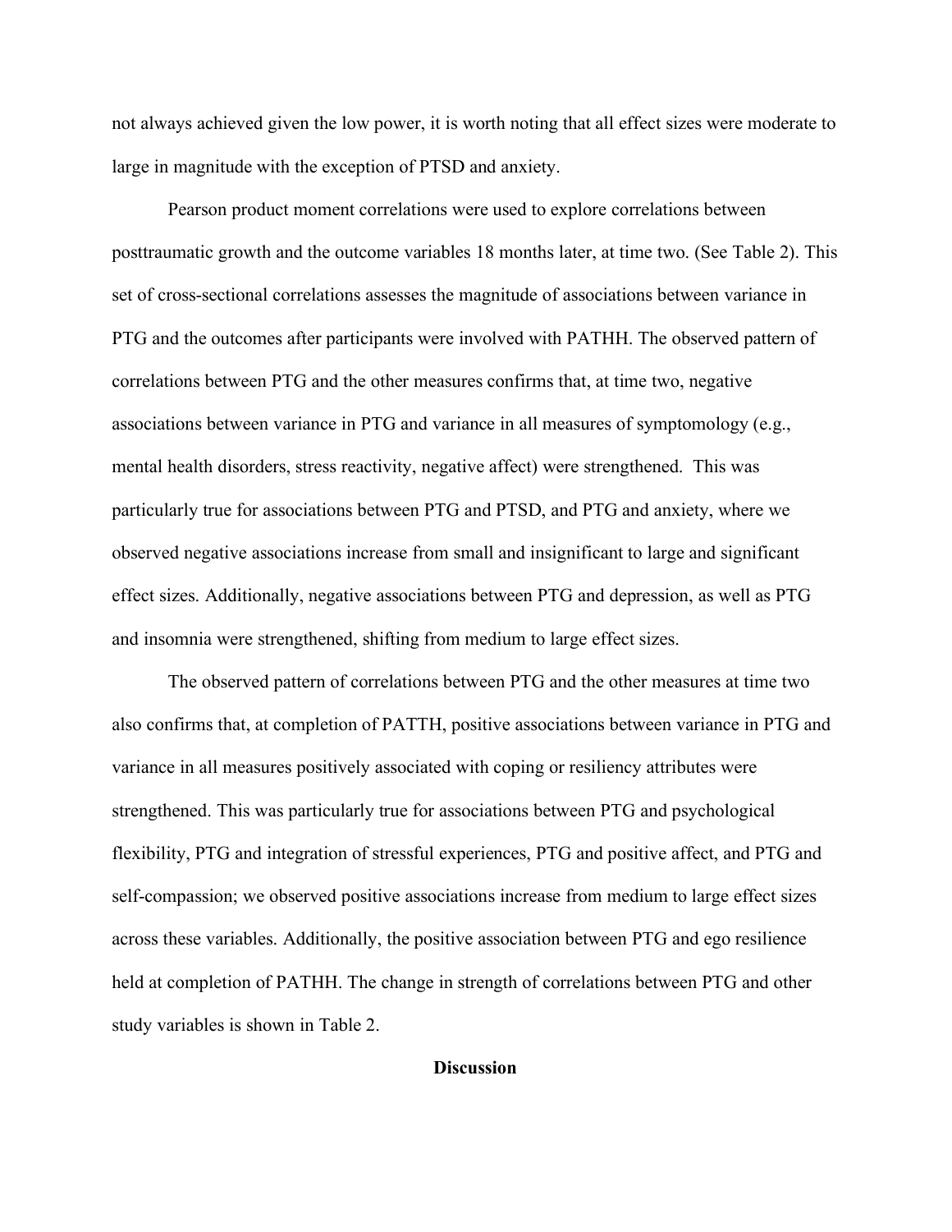not always achieved given the low power, it is worth noting that all effect sizes were moderate to large in magnitude with the exception of PTSD and anxiety.

Pearson product moment correlations were used to explore correlations between posttraumatic growth and the outcome variables 18 months later, at time two. (See Table 2). This set of cross-sectional correlations assesses the magnitude of associations between variance in PTG and the outcomes after participants were involved with PATHH. The observed pattern of correlations between PTG and the other measures confirms that, at time two, negative associations between variance in PTG and variance in all measures of symptomology (e.g., mental health disorders, stress reactivity, negative affect) were strengthened. This was particularly true for associations between PTG and PTSD, and PTG and anxiety, where we observed negative associations increase from small and insignificant to large and significant effect sizes. Additionally, negative associations between PTG and depression, as well as PTG and insomnia were strengthened, shifting from medium to large effect sizes.

The observed pattern of correlations between PTG and the other measures at time two also confirms that, at completion of PATTH, positive associations between variance in PTG and variance in all measures positively associated with coping or resiliency attributes were strengthened. This was particularly true for associations between PTG and psychological flexibility, PTG and integration of stressful experiences, PTG and positive affect, and PTG and self-compassion; we observed positive associations increase from medium to large effect sizes across these variables. Additionally, the positive association between PTG and ego resilience held at completion of PATHH. The change in strength of correlations between PTG and other study variables is shown in Table 2.

## Discussion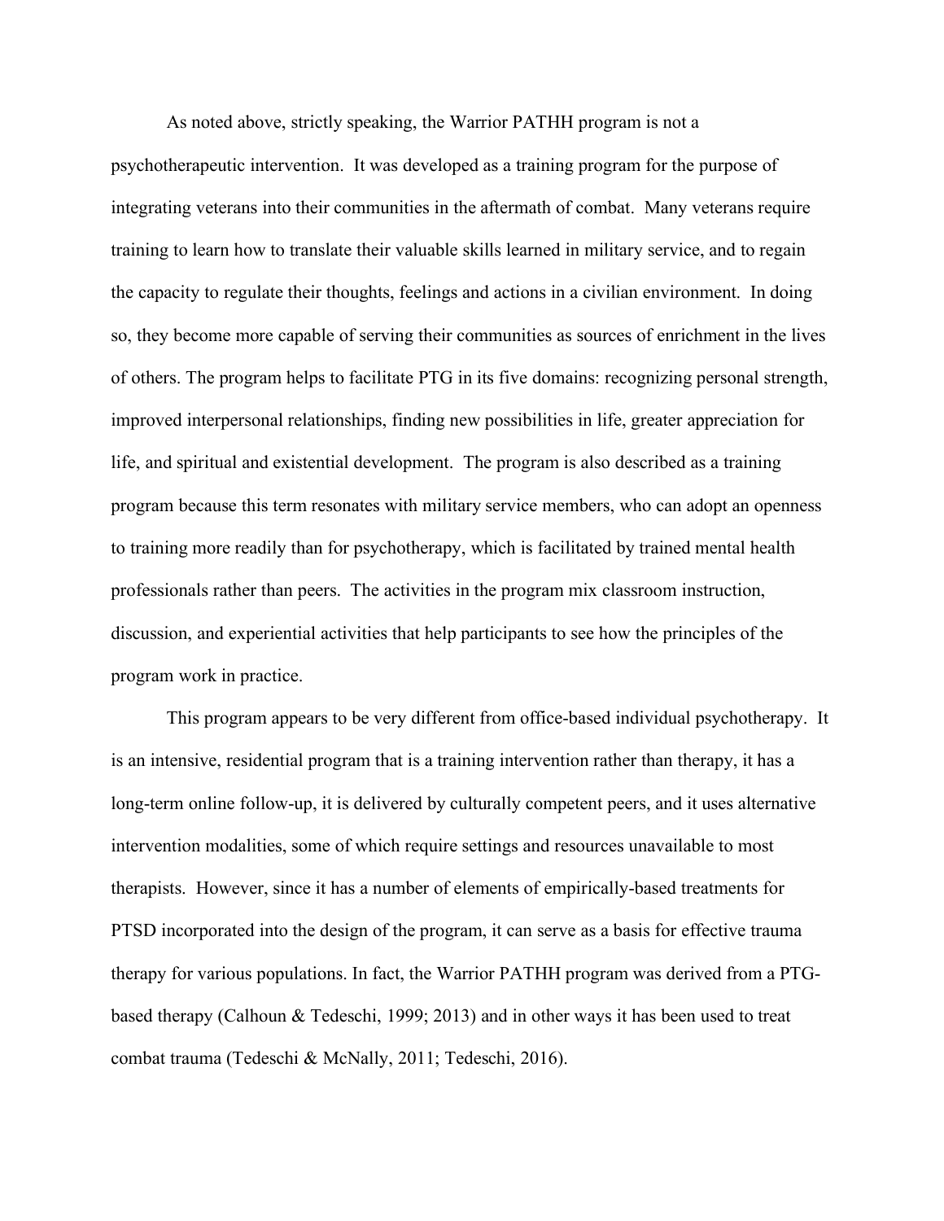As noted above, strictly speaking, the Warrior PATHH program is not a psychotherapeutic intervention. It was developed as a training program for the purpose of integrating veterans into their communities in the aftermath of combat. Many veterans require training to learn how to translate their valuable skills learned in military service, and to regain the capacity to regulate their thoughts, feelings and actions in a civilian environment. In doing so, they become more capable of serving their communities as sources of enrichment in the lives of others. The program helps to facilitate PTG in its five domains: recognizing personal strength, improved interpersonal relationships, finding new possibilities in life, greater appreciation for life, and spiritual and existential development. The program is also described as a training program because this term resonates with military service members, who can adopt an openness to training more readily than for psychotherapy, which is facilitated by trained mental health professionals rather than peers. The activities in the program mix classroom instruction, discussion, and experiential activities that help participants to see how the principles of the program work in practice.

This program appears to be very different from office-based individual psychotherapy. It is an intensive, residential program that is a training intervention rather than therapy, it has a long-term online follow-up, it is delivered by culturally competent peers, and it uses alternative intervention modalities, some of which require settings and resources unavailable to most therapists. However, since it has a number of elements of empirically-based treatments for PTSD incorporated into the design of the program, it can serve as a basis for effective trauma therapy for various populations. In fact, the Warrior PATHH program was derived from a PTG-based therapy (Calhoun & Tedeschi, 1999; 2013) and in other ways it has been used to treat combat trauma (Tedeschi & McNally, 2011; Tedeschi, 2016).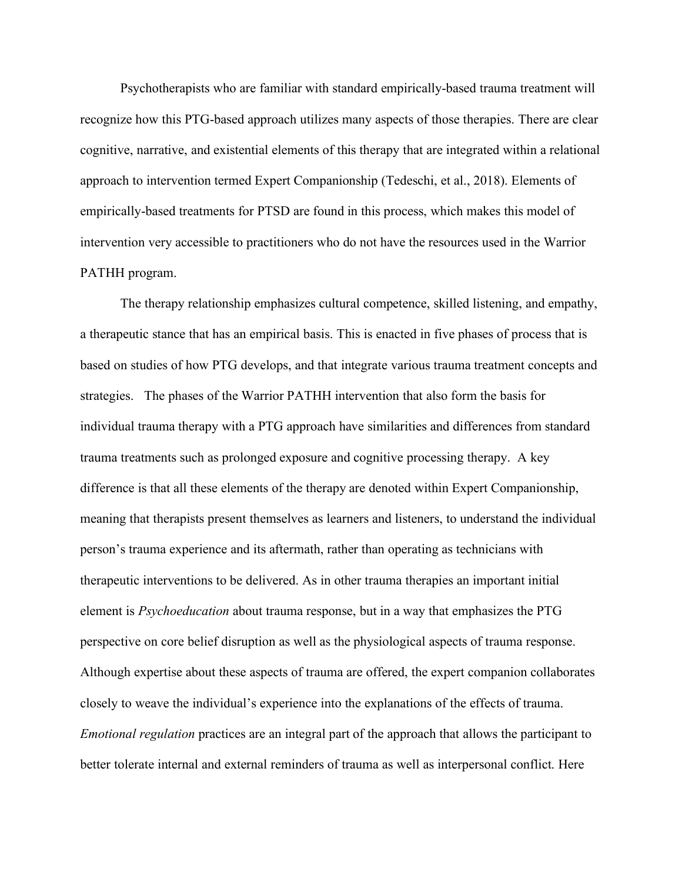Psychotherapists who are familiar with standard empirically-based trauma treatment will recognize how this PTG-based approach utilizes many aspects of those therapies. There are clear cognitive, narrative, and existential elements of this therapy that are integrated within a relational approach to intervention termed Expert Companionship (Tedeschi, et al., 2018). Elements of empirically-based treatments for PTSD are found in this process, which makes this model of intervention very accessible to practitioners who do not have the resources used in the Warrior PATHH program.

The therapy relationship emphasizes cultural competence, skilled listening, and empathy, a therapeutic stance that has an empirical basis. This is enacted in five phases of process that is based on studies of how PTG develops, and that integrate various trauma treatment concepts and strategies. The phases of the Warrior PATHH intervention that also form the basis for individual trauma therapy with a PTG approach have similarities and differences from standard trauma treatments such as prolonged exposure and cognitive processing therapy. A key difference is that all these elements of the therapy are denoted within Expert Companionship, meaning that therapists present themselves as learners and listeners, to understand the individual person's trauma experience and its aftermath, rather than operating as technicians with therapeutic interventions to be delivered. As in other trauma therapies an important initial element is *Psychoeducation* about trauma response, but in a way that emphasizes the PTG perspective on core belief disruption as well as the physiological aspects of trauma response. Although expertise about these aspects of trauma are offered, the expert companion collaborates closely to weave the individual's experience into the explanations of the effects of trauma. *Emotional regulation* practices are an integral part of the approach that allows the participant to better tolerate internal and external reminders of trauma as well as interpersonal conflict. Here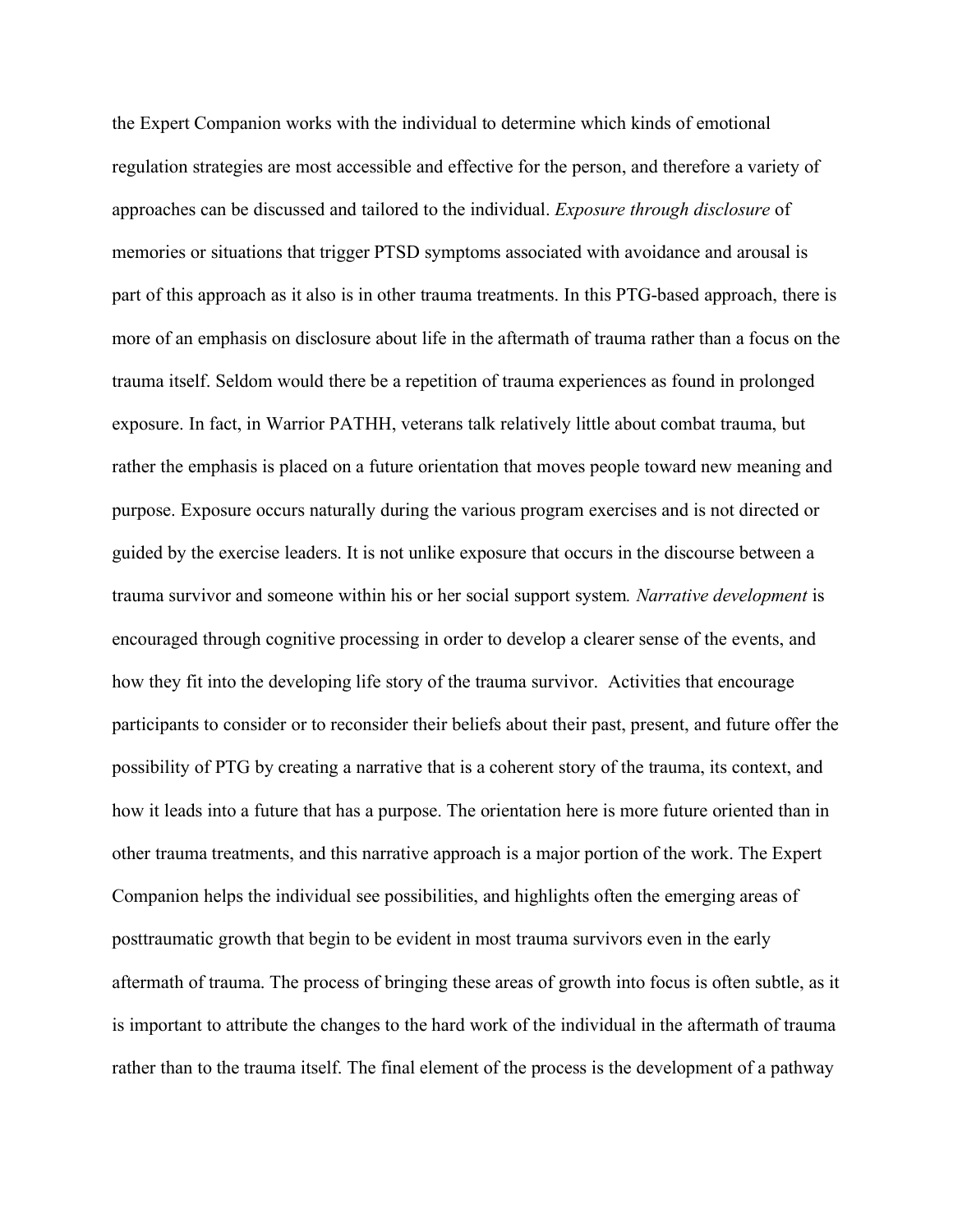the Expert Companion works with the individual to determine which kinds of emotional regulation strategies are most accessible and effective for the person, and therefore a variety of approaches can be discussed and tailored to the individual. *Exposure through disclosure* of memories or situations that trigger PTSD symptoms associated with avoidance and arousal is part of this approach as it also is in other trauma treatments. In this PTG-based approach, there is more of an emphasis on disclosure about life in the aftermath of trauma rather than a focus on the trauma itself. Seldom would there be a repetition of trauma experiences as found in prolonged exposure. In fact, in Warrior PATHH, veterans talk relatively little about combat trauma, but rather the emphasis is placed on a future orientation that moves people toward new meaning and purpose. Exposure occurs naturally during the various program exercises and is not directed or guided by the exercise leaders. It is not unlike exposure that occurs in the discourse between a trauma survivor and someone within his or her social support system. *Narrative development* is encouraged through cognitive processing in order to develop a clearer sense of the events, and how they fit into the developing life story of the trauma survivor. Activities that encourage participants to consider or to reconsider their beliefs about their past, present, and future offer the possibility of PTG by creating a narrative that is a coherent story of the trauma, its context, and how it leads into a future that has a purpose. The orientation here is more future oriented than in other trauma treatments, and this narrative approach is a major portion of the work. The Expert Companion helps the individual see possibilities, and highlights often the emerging areas of posttraumatic growth that begin to be evident in most trauma survivors even in the early aftermath of trauma. The process of bringing these areas of growth into focus is often subtle, as it is important to attribute the changes to the hard work of the individual in the aftermath of trauma rather than to the trauma itself. The final element of the process is the development of a pathway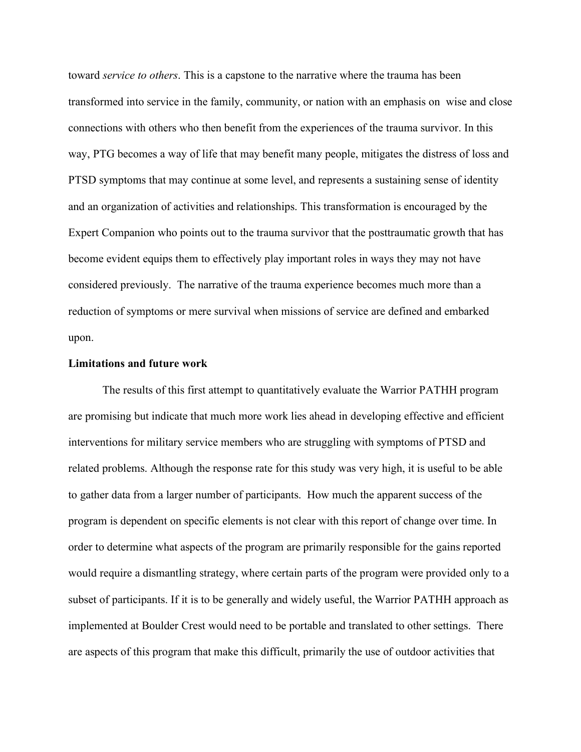toward *service to others*. This is a capstone to the narrative where the trauma has been transformed into service in the family, community, or nation with an emphasis on wise and close connections with others who then benefit from the experiences of the trauma survivor. In this way, PTG becomes a way of life that may benefit many people, mitigates the distress of loss and PTSD symptoms that may continue at some level, and represents a sustaining sense of identity and an organization of activities and relationships. This transformation is encouraged by the Expert Companion who points out to the trauma survivor that the posttraumatic growth that has become evident equips them to effectively play important roles in ways they may not have considered previously. The narrative of the trauma experience becomes much more than a reduction of symptoms or mere survival when missions of service are defined and embarked upon.

**Limitations and future work**

The results of this first attempt to quantitatively evaluate the Warrior PATHH program are promising but indicate that much more work lies ahead in developing effective and efficient interventions for military service members who are struggling with symptoms of PTSD and related problems. Although the response rate for this study was very high, it is useful to be able to gather data from a larger number of participants. How much the apparent success of the program is dependent on specific elements is not clear with this report of change over time. In order to determine what aspects of the program are primarily responsible for the gains reported would require a dismantling strategy, where certain parts of the program were provided only to a subset of participants. If it is to be generally and widely useful, the Warrior PATHH approach as implemented at Boulder Crest would need to be portable and translated to other settings. There are aspects of this program that make this difficult, primarily the use of outdoor activities that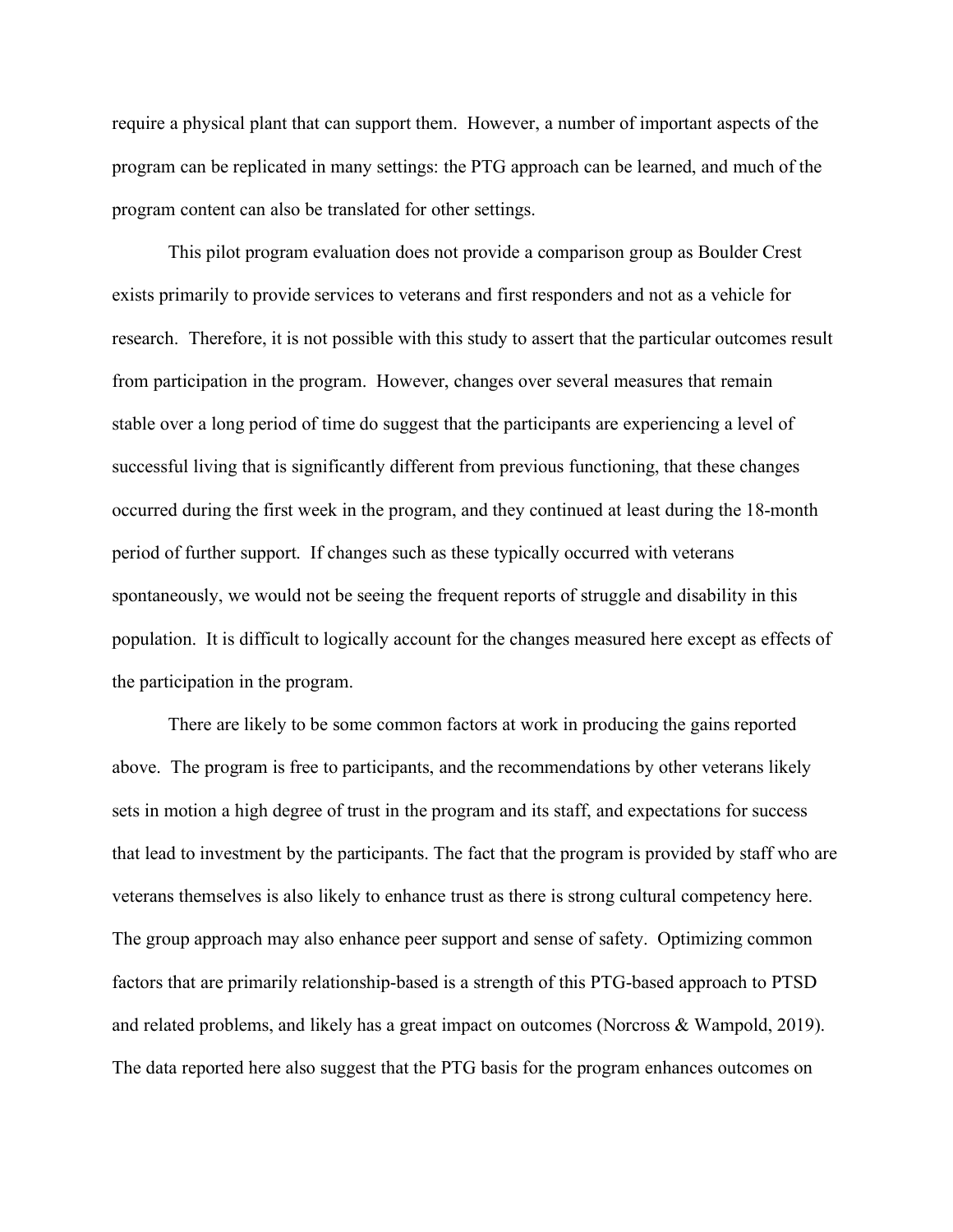require a physical plant that can support them. However, a number of important aspects of the program can be replicated in many settings: the PTG approach can be learned, and much of the program content can also be translated for other settings.

This pilot program evaluation does not provide a comparison group as Boulder Crest exists primarily to provide services to veterans and first responders and not as a vehicle for research. Therefore, it is not possible with this study to assert that the particular outcomes result from participation in the program. However, changes over several measures that remain stable over a long period of time do suggest that the participants are experiencing a level of successful living that is significantly different from previous functioning, that these changes occurred during the first week in the program, and they continued at least during the 18-month period of further support. If changes such as these typically occurred with veterans spontaneously, we would not be seeing the frequent reports of struggle and disability in this population. It is difficult to logically account for the changes measured here except as effects of the participation in the program.

There are likely to be some common factors at work in producing the gains reported above. The program is free to participants, and the recommendations by other veterans likely sets in motion a high degree of trust in the program and its staff, and expectations for success that lead to investment by the participants. The fact that the program is provided by staff who are veterans themselves is also likely to enhance trust as there is strong cultural competency here. The group approach may also enhance peer support and sense of safety. Optimizing common factors that are primarily relationship-based is a strength of this PTG-based approach to PTSD and related problems, and likely has a great impact on outcomes (Norcross & Wampold, 2019). The data reported here also suggest that the PTG basis for the program enhances outcomes on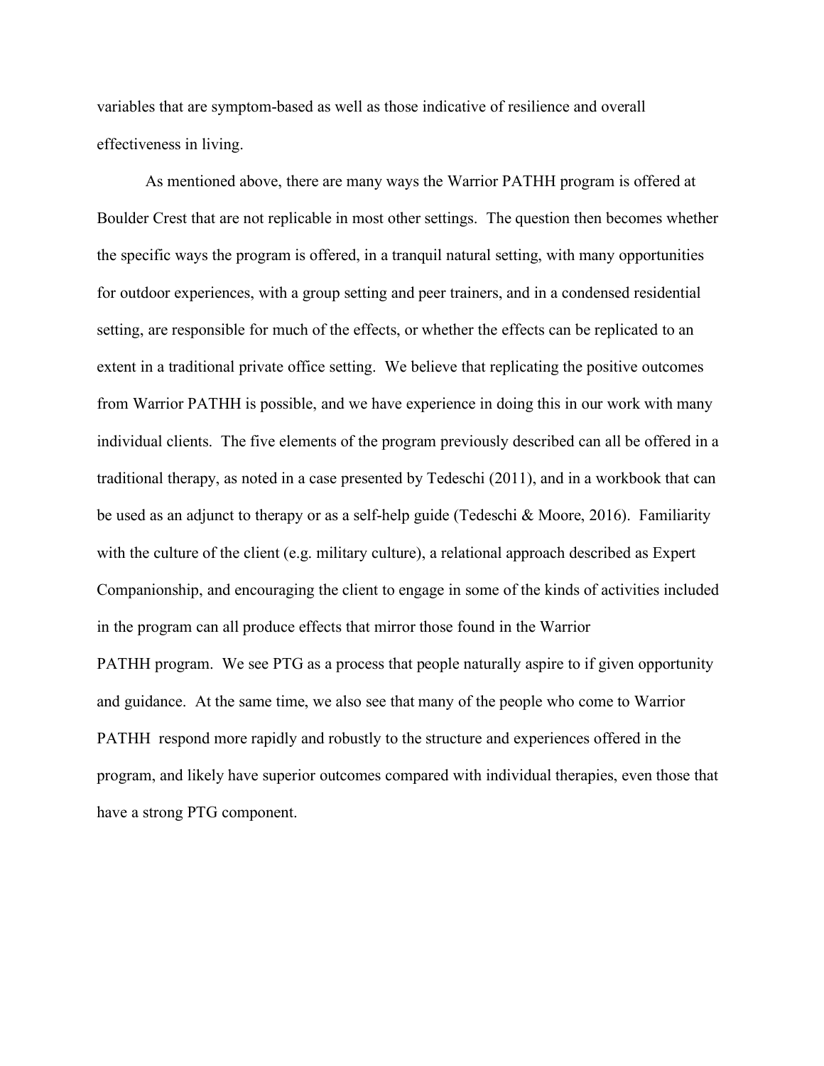variables that are symptom-based as well as those indicative of resilience and overall effectiveness in living.

As mentioned above, there are many ways the Warrior PATHH program is offered at Boulder Crest that are not replicable in most other settings. The question then becomes whether the specific ways the program is offered, in a tranquil natural setting, with many opportunities for outdoor experiences, with a group setting and peer trainers, and in a condensed residential setting, are responsible for much of the effects, or whether the effects can be replicated to an extent in a traditional private office setting. We believe that replicating the positive outcomes from Warrior PATHH is possible, and we have experience in doing this in our work with many individual clients. The five elements of the program previously described can all be offered in a traditional therapy, as noted in a case presented by Tedeschi (2011), and in a workbook that can be used as an adjunct to therapy or as a self-help guide (Tedeschi & Moore, 2016). Familiarity with the culture of the client (e.g. military culture), a relational approach described as Expert Companionship, and encouraging the client to engage in some of the kinds of activities included in the program can all produce effects that mirror those found in the Warrior PATHH program. We see PTG as a process that people naturally aspire to if given opportunity and guidance. At the same time, we also see that many of the people who come to Warrior PATHH respond more rapidly and robustly to the structure and experiences offered in the program, and likely have superior outcomes compared with individual therapies, even those that have a strong PTG component.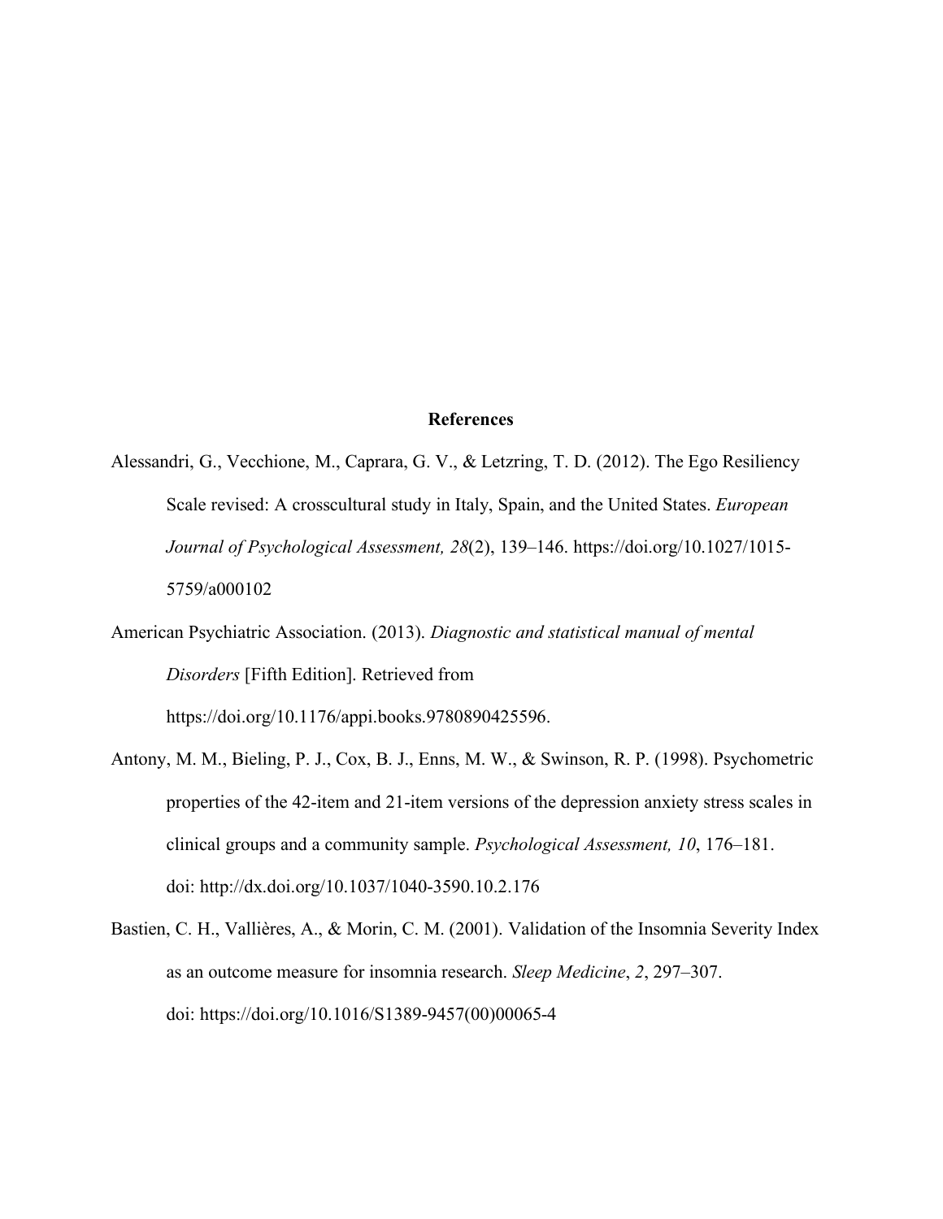# References

Alessandri, G., Vecchione, M., Caprara, G. V., & Letzring, T. D. (2012). The Ego Resiliency Scale revised: A crosscultural study in Italy, Spain, and the United States. *European Journal of Psychological Assessment, 28*(2), 139–146. https://doi.org/10.1027/1015-5759/a000102

American Psychiatric Association. (2013). *Diagnostic and statistical manual of mental Disorders* [Fifth Edition]. Retrieved from https://doi.org/10.1176/appi.books.9780890425596.

Antony, M. M., Bieling, P. J., Cox, B. J., Enns, M. W., & Swinson, R. P. (1998). Psychometric properties of the 42-item and 21-item versions of the depression anxiety stress scales in clinical groups and a community sample. *Psychological Assessment, 10*, 176–181. doi: http://dx.doi.org/10.1037/1040-3590.10.2.176

Bastien, C. H., Vallières, A., & Morin, C. M. (2001). Validation of the Insomnia Severity Index as an outcome measure for insomnia research. *Sleep Medicine*, *2*, 297–307. doi: https://doi.org/10.1016/S1389-9457(00)00065-4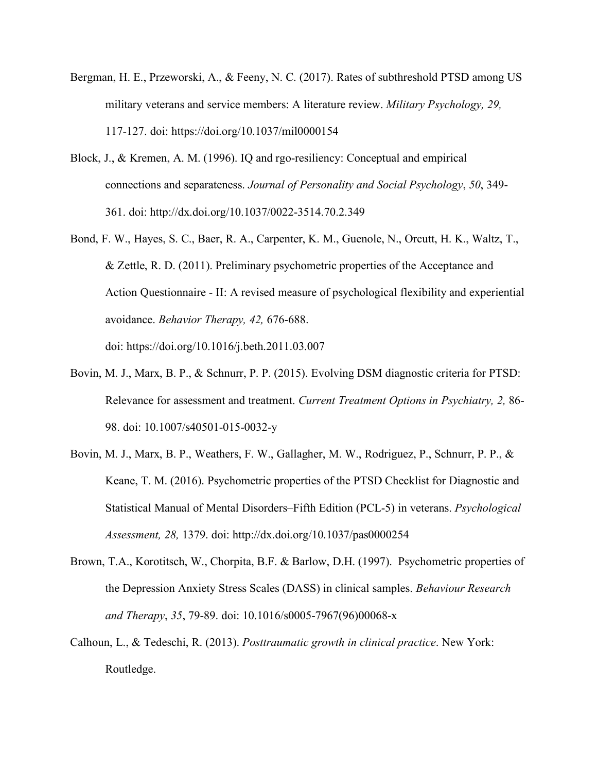Bergman, H. E., Przeworski, A., & Feeny, N. C. (2017). Rates of subthreshold PTSD among US military veterans and service members: A literature review. *Military Psychology, 29,* 117-127. doi: https://doi.org/10.1037/mil0000154

Block, J., & Kremen, A. M. (1996). IQ and rgo-resiliency: Conceptual and empirical connections and separateness. *Journal of Personality and Social Psychology*, *50*, 349-361. doi: http://dx.doi.org/10.1037/0022-3514.70.2.349

Bond, F. W., Hayes, S. C., Baer, R. A., Carpenter, K. M., Guenole, N., Orcutt, H. K., Waltz, T., & Zettle, R. D. (2011). Preliminary psychometric properties of the Acceptance and Action Questionnaire - II: A revised measure of psychological flexibility and experiential avoidance. *Behavior Therapy, 42,* 676-688. doi: https://doi.org/10.1016/j.beth.2011.03.007

Bovin, M. J., Marx, B. P., & Schnurr, P. P. (2015). Evolving DSM diagnostic criteria for PTSD: Relevance for assessment and treatment. *Current Treatment Options in Psychiatry, 2,* 86-98. doi: 10.1007/s40501-015-0032-y

Bovin, M. J., Marx, B. P., Weathers, F. W., Gallagher, M. W., Rodriguez, P., Schnurr, P. P., & Keane, T. M. (2016). Psychometric properties of the PTSD Checklist for Diagnostic and Statistical Manual of Mental Disorders–Fifth Edition (PCL-5) in veterans. *Psychological Assessment, 28,* 1379. doi: http://dx.doi.org/10.1037/pas0000254

Brown, T.A., Korotitsch, W., Chorpita, B.F. & Barlow, D.H. (1997). Psychometric properties of the Depression Anxiety Stress Scales (DASS) in clinical samples. *Behaviour Research and Therapy*, *35*, 79-89. doi: 10.1016/s0005-7967(96)00068-x

Calhoun, L., & Tedeschi, R. (2013). *Posttraumatic growth in clinical practice*. New York: Routledge.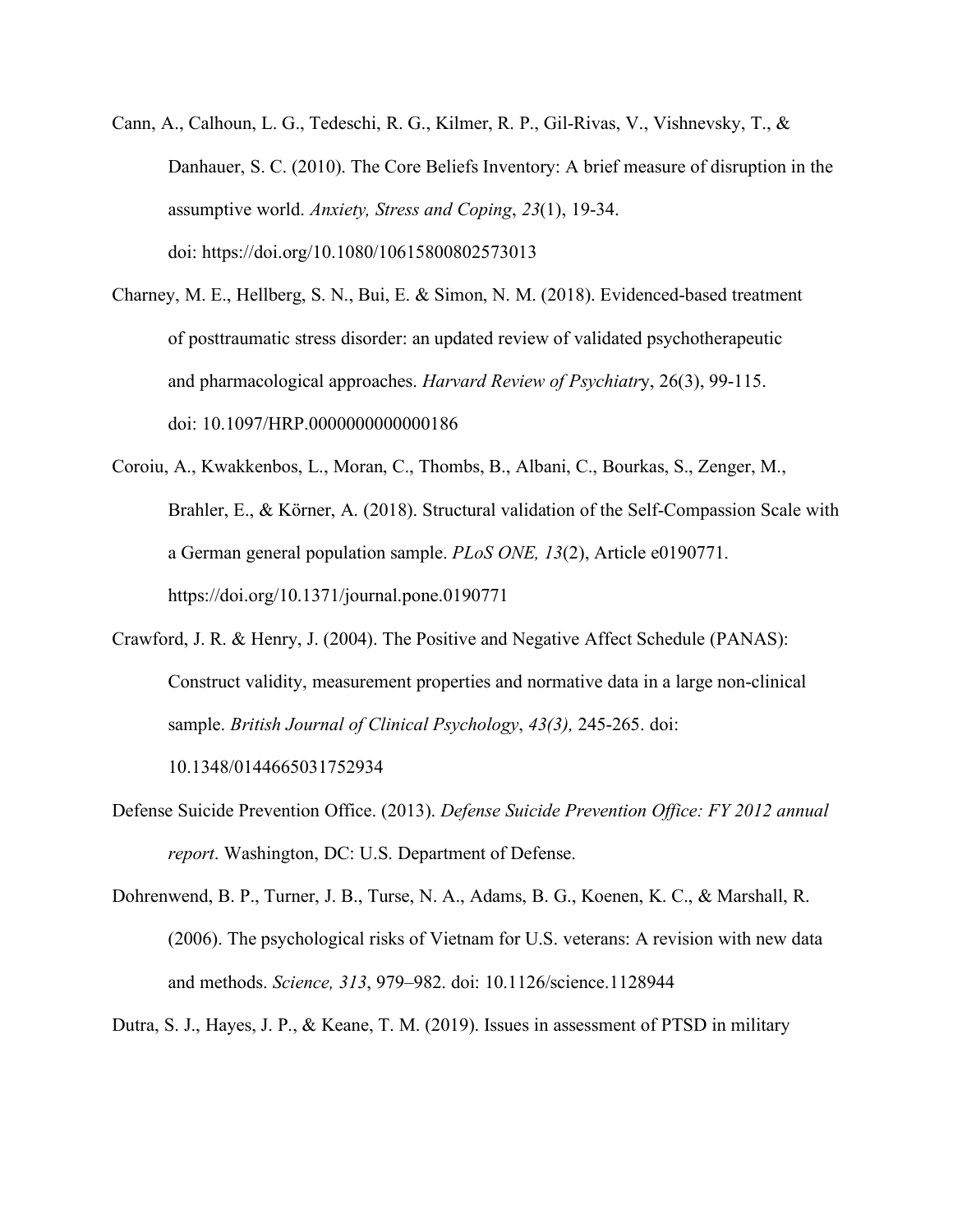Cann, A., Calhoun, L. G., Tedeschi, R. G., Kilmer, R. P., Gil-Rivas, V., Vishnevsky, T., & Danhauer, S. C. (2010). The Core Beliefs Inventory: A brief measure of disruption in the assumptive world. *Anxiety, Stress and Coping*, *23*(1), 19-34. doi: https://doi.org/10.1080/10615800802573013

Charney, M. E., Hellberg, S. N., Bui, E. & Simon, N. M. (2018). Evidenced-based treatment of posttraumatic stress disorder: an updated review of validated psychotherapeutic and pharmacological approaches. *Harvard Review of Psychiatr*y, 26(3), 99-115. doi: 10.1097/HRP.0000000000000186

Coroiu, A., Kwakkenbos, L., Moran, C., Thombs, B., Albani, C., Bourkas, S., Zenger, M., Brahler, E., & Körner, A. (2018). Structural validation of the Self-Compassion Scale with a German general population sample. *PLoS ONE, 13*(2), Article e0190771. https://doi.org/10.1371/journal.pone.0190771

Crawford, J. R. & Henry, J. (2004). The Positive and Negative Affect Schedule (PANAS): Construct validity, measurement properties and normative data in a large non-clinical sample. *British Journal of Clinical Psychology*, *43(3),* 245-265. doi: 10.1348/0144665031752934

Defense Suicide Prevention Office. (2013). *Defense Suicide Prevention Office: FY 2012 annual report*. Washington, DC: U.S. Department of Defense.

Dohrenwend, B. P., Turner, J. B., Turse, N. A., Adams, B. G., Koenen, K. C., & Marshall, R. (2006). The psychological risks of Vietnam for U.S. veterans: A revision with new data and methods. *Science, 313*, 979–982. doi: 10.1126/science.1128944

Dutra, S. J., Hayes, J. P., & Keane, T. M. (2019). Issues in assessment of PTSD in military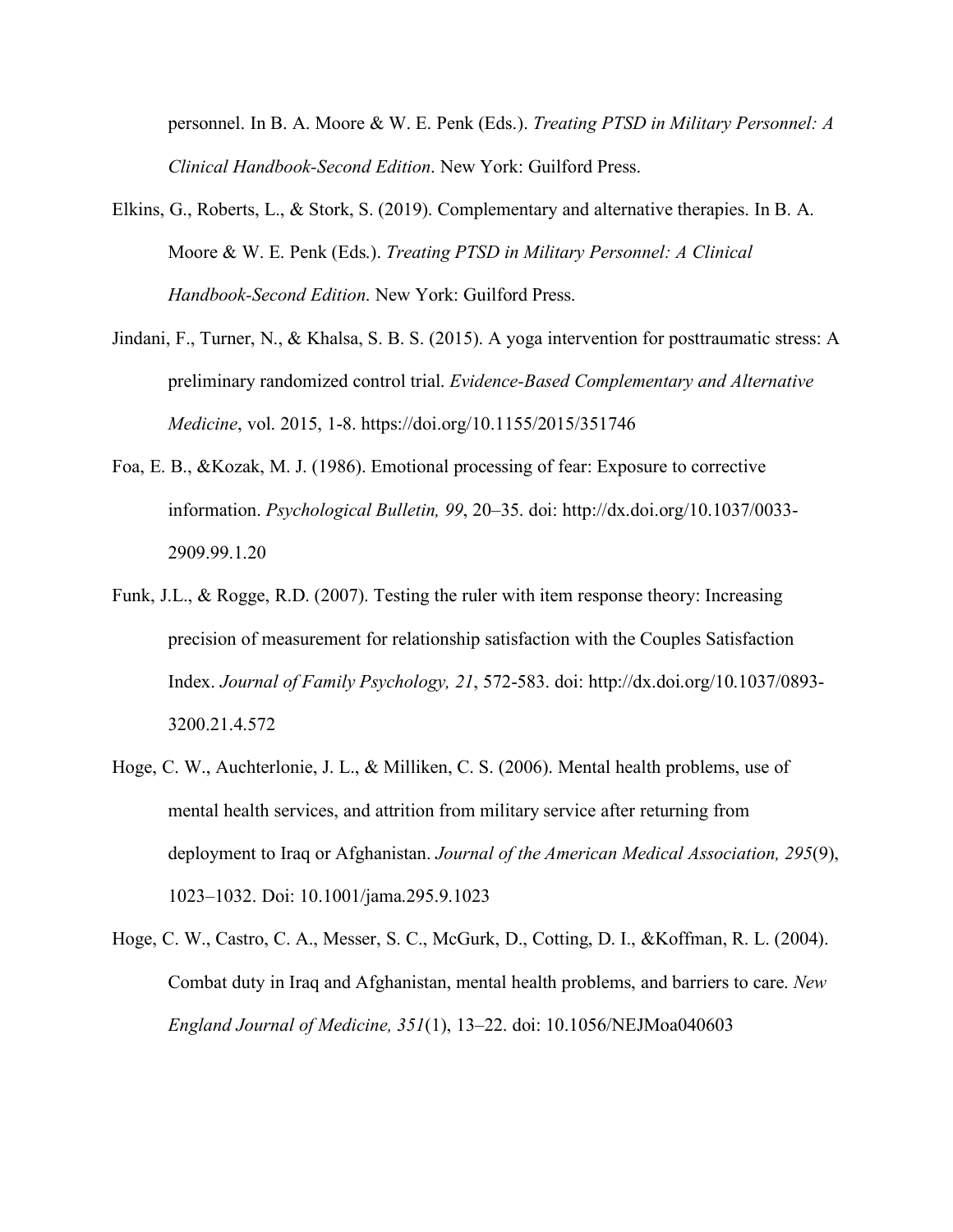personnel. In B. A. Moore & W. E. Penk (Eds.). *Treating PTSD in Military Personnel: A Clinical Handbook-Second Edition*. New York: Guilford Press.

Elkins, G., Roberts, L., & Stork, S. (2019). Complementary and alternative therapies. In B. A. Moore & W. E. Penk (Eds.). *Treating PTSD in Military Personnel: A Clinical Handbook-Second Edition*. New York: Guilford Press.

Jindani, F., Turner, N., & Khalsa, S. B. S. (2015). A yoga intervention for posttraumatic stress: A preliminary randomized control trial. *Evidence-Based Complementary and Alternative Medicine*, vol. 2015, 1-8. https://doi.org/10.1155/2015/351746

Foa, E. B., &Kozak, M. J. (1986). Emotional processing of fear: Exposure to corrective information. *Psychological Bulletin, 99*, 20–35. doi: http://dx.doi.org/10.1037/0033-2909.99.1.20

Funk, J.L., & Rogge, R.D. (2007). Testing the ruler with item response theory: Increasing precision of measurement for relationship satisfaction with the Couples Satisfaction Index. *Journal of Family Psychology, 21*, 572-583. doi: http://dx.doi.org/10.1037/0893-3200.21.4.572

Hoge, C. W., Auchterlonie, J. L., & Milliken, C. S. (2006). Mental health problems, use of mental health services, and attrition from military service after returning from deployment to Iraq or Afghanistan. *Journal of the American Medical Association, 295*(9), 1023–1032. Doi: 10.1001/jama.295.9.1023

Hoge, C. W., Castro, C. A., Messer, S. C., McGurk, D., Cotting, D. I., &Koffman, R. L. (2004). Combat duty in Iraq and Afghanistan, mental health problems, and barriers to care. *New England Journal of Medicine, 351*(1), 13–22. doi: 10.1056/NEJMoa040603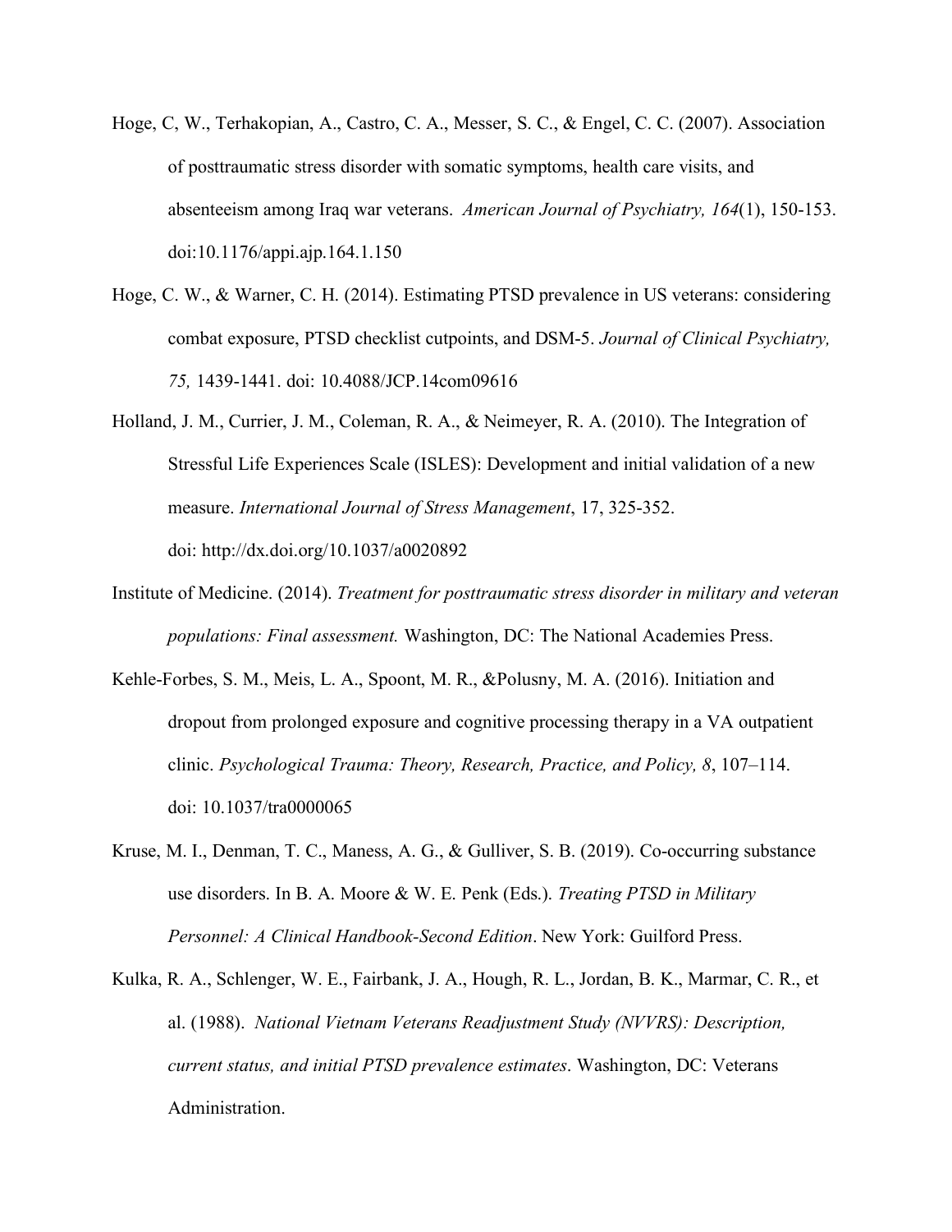Hoge, C, W., Terhakopian, A., Castro, C. A., Messer, S. C., & Engel, C. C. (2007). Association of posttraumatic stress disorder with somatic symptoms, health care visits, and absenteeism among Iraq war veterans. *American Journal of Psychiatry, 164*(1), 150-153. doi:10.1176/appi.ajp.164.1.150

Hoge, C. W., & Warner, C. H. (2014). Estimating PTSD prevalence in US veterans: considering combat exposure, PTSD checklist cutpoints, and DSM-5. *Journal of Clinical Psychiatry, 75,* 1439-1441. doi: 10.4088/JCP.14com09616

Holland, J. M., Currier, J. M., Coleman, R. A., & Neimeyer, R. A. (2010). The Integration of Stressful Life Experiences Scale (ISLES): Development and initial validation of a new measure. *International Journal of Stress Management*, 17, 325-352. doi: http://dx.doi.org/10.1037/a0020892

Institute of Medicine. (2014). *Treatment for posttraumatic stress disorder in military and veteran populations: Final assessment.* Washington, DC: The National Academies Press.

Kehle-Forbes, S. M., Meis, L. A., Spoont, M. R., &Polusny, M. A. (2016). Initiation and dropout from prolonged exposure and cognitive processing therapy in a VA outpatient clinic. *Psychological Trauma: Theory, Research, Practice, and Policy, 8*, 107–114. doi: 10.1037/tra0000065

Kruse, M. I., Denman, T. C., Maness, A. G., & Gulliver, S. B. (2019). Co-occurring substance use disorders. In B. A. Moore & W. E. Penk (Eds.). *Treating PTSD in Military Personnel: A Clinical Handbook-Second Edition*. New York: Guilford Press.

Kulka, R. A., Schlenger, W. E., Fairbank, J. A., Hough, R. L., Jordan, B. K., Marmar, C. R., et al. (1988). *National Vietnam Veterans Readjustment Study (NVVRS): Description, current status, and initial PTSD prevalence estimates*. Washington, DC: Veterans Administration.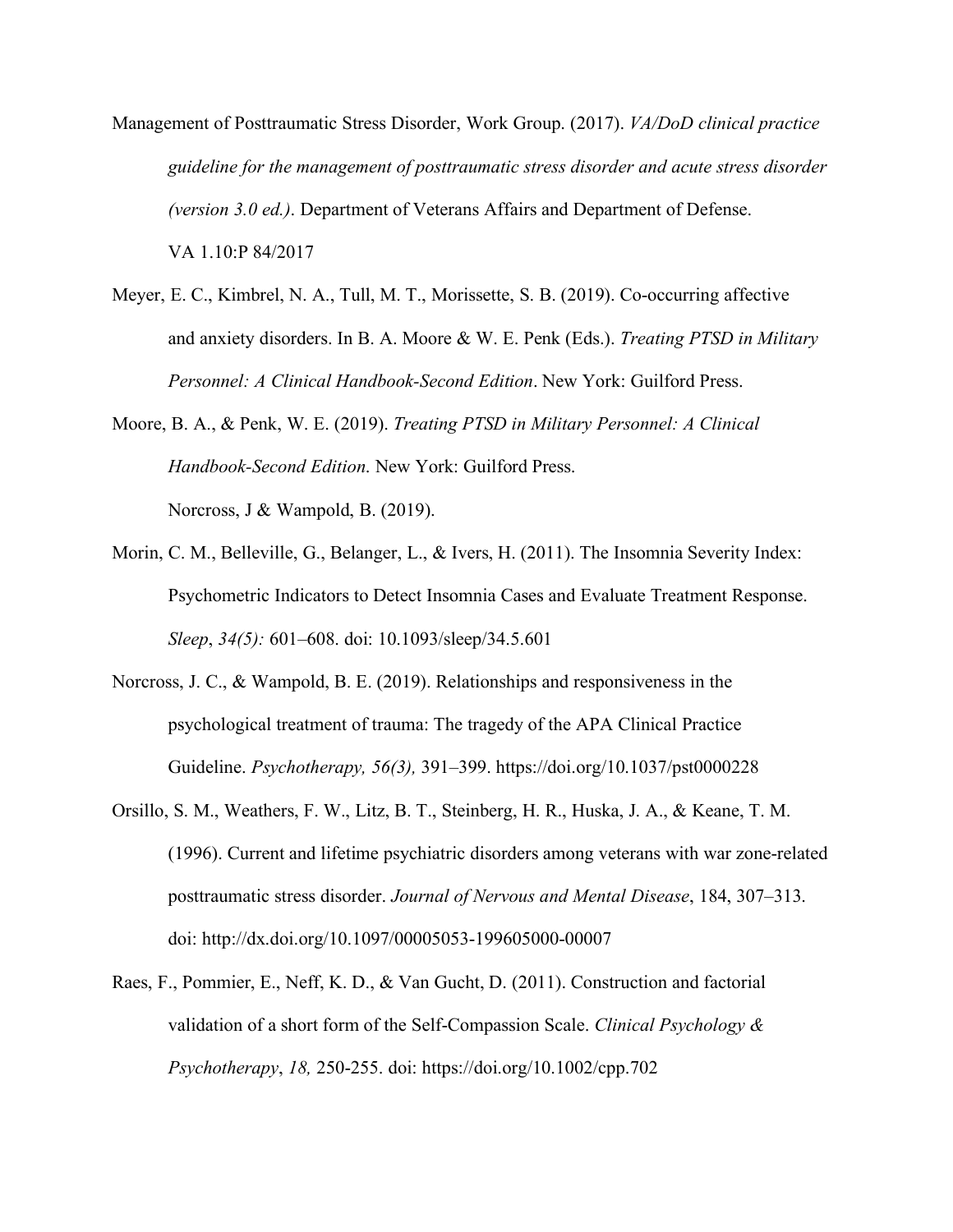Management of Posttraumatic Stress Disorder, Work Group. (2017). *VA/DoD clinical practice guideline for the management of posttraumatic stress disorder and acute stress disorder (version 3.0 ed.)*. Department of Veterans Affairs and Department of Defense. VA 1.10:P 84/2017

Meyer, E. C., Kimbrel, N. A., Tull, M. T., Morissette, S. B. (2019). Co-occurring affective and anxiety disorders. In B. A. Moore & W. E. Penk (Eds.). *Treating PTSD in Military Personnel: A Clinical Handbook-Second Edition*. New York: Guilford Press.

Moore, B. A., & Penk, W. E. (2019). *Treating PTSD in Military Personnel: A Clinical Handbook-Second Edition*. New York: Guilford Press.

Norcross, J & Wampold, B. (2019).

Morin, C. M., Belleville, G., Belanger, L., & Ivers, H. (2011). The Insomnia Severity Index: Psychometric Indicators to Detect Insomnia Cases and Evaluate Treatment Response. *Sleep*, *34(5):* 601–608. doi: 10.1093/sleep/34.5.601

Norcross, J. C., & Wampold, B. E. (2019). Relationships and responsiveness in the psychological treatment of trauma: The tragedy of the APA Clinical Practice Guideline. *Psychotherapy, 56(3),* 391–399. https://doi.org/10.1037/pst0000228

Orsillo, S. M., Weathers, F. W., Litz, B. T., Steinberg, H. R., Huska, J. A., & Keane, T. M. (1996). Current and lifetime psychiatric disorders among veterans with war zone-related posttraumatic stress disorder. *Journal of Nervous and Mental Disease*, 184, 307–313. doi: http://dx.doi.org/10.1097/00005053-199605000-00007

Raes, F., Pommier, E., Neff, K. D., & Van Gucht, D. (2011). Construction and factorial validation of a short form of the Self-Compassion Scale. *Clinical Psychology & Psychotherapy*, *18,* 250-255. doi: https://doi.org/10.1002/cpp.702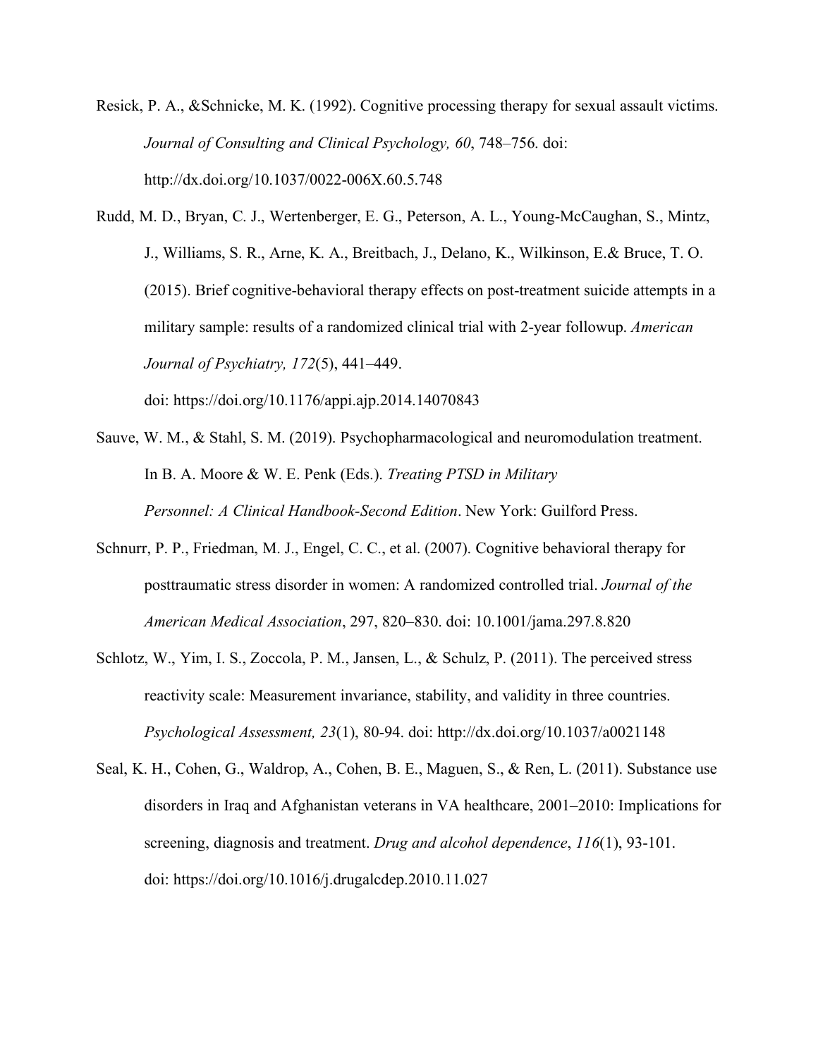Resick, P. A., &Schnicke, M. K. (1992). Cognitive processing therapy for sexual assault victims. *Journal of Consulting and Clinical Psychology, 60*, 748–756. doi: http://dx.doi.org/10.1037/0022-006X.60.5.748

Rudd, M. D., Bryan, C. J., Wertenberger, E. G., Peterson, A. L., Young-McCaughan, S., Mintz, J., Williams, S. R., Arne, K. A., Breitbach, J., Delano, K., Wilkinson, E.& Bruce, T. O. (2015). Brief cognitive-behavioral therapy effects on post-treatment suicide attempts in a military sample: results of a randomized clinical trial with 2-year followup. *American Journal of Psychiatry, 172*(5), 441–449. doi: https://doi.org/10.1176/appi.ajp.2014.14070843

Sauve, W. M., & Stahl, S. M. (2019). Psychopharmacological and neuromodulation treatment. In B. A. Moore & W. E. Penk (Eds.). *Treating PTSD in Military Personnel: A Clinical Handbook-Second Edition*. New York: Guilford Press.

Schnurr, P. P., Friedman, M. J., Engel, C. C., et al. (2007). Cognitive behavioral therapy for posttraumatic stress disorder in women: A randomized controlled trial. *Journal of the American Medical Association*, 297, 820–830. doi: 10.1001/jama.297.8.820

Schlotz, W., Yim, I. S., Zoccola, P. M., Jansen, L., & Schulz, P. (2011). The perceived stress reactivity scale: Measurement invariance, stability, and validity in three countries. *Psychological Assessment, 23*(1), 80-94. doi: http://dx.doi.org/10.1037/a0021148

Seal, K. H., Cohen, G., Waldrop, A., Cohen, B. E., Maguen, S., & Ren, L. (2011). Substance use disorders in Iraq and Afghanistan veterans in VA healthcare, 2001–2010: Implications for screening, diagnosis and treatment. *Drug and alcohol dependence*, *116*(1), 93-101. doi: https://doi.org/10.1016/j.drugalcdep.2010.11.027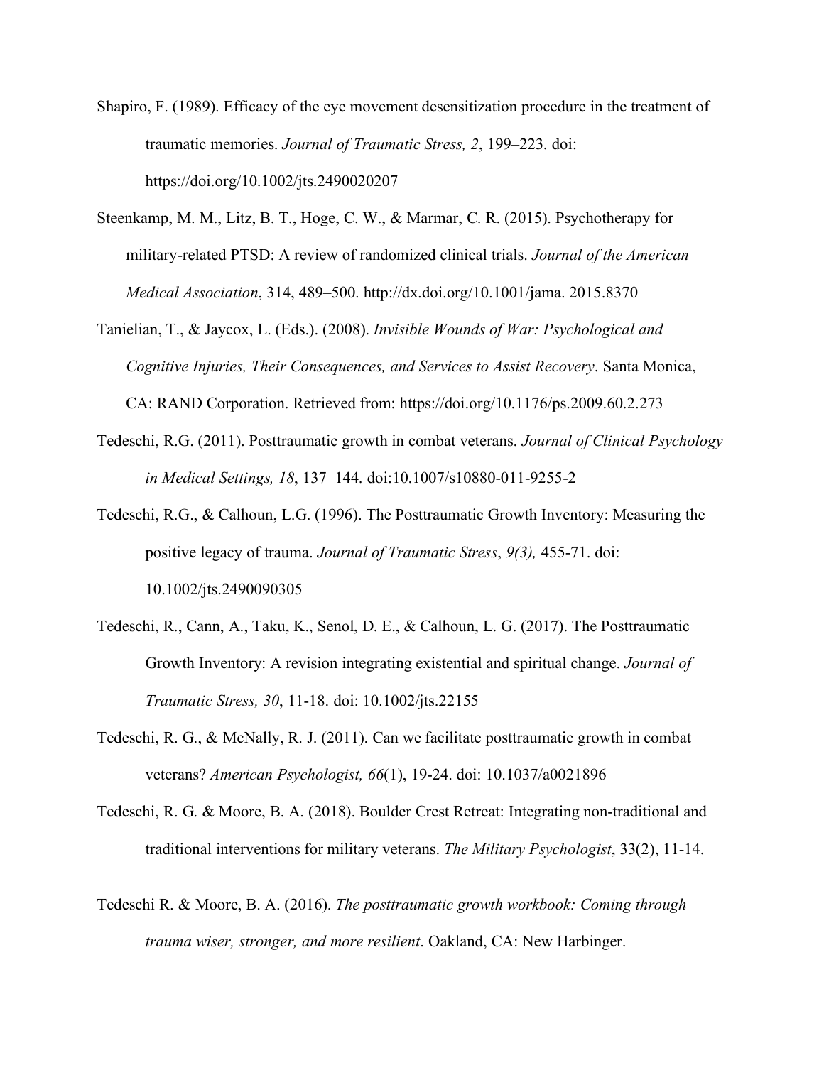Shapiro, F. (1989). Efficacy of the eye movement desensitization procedure in the treatment of traumatic memories. *Journal of Traumatic Stress, 2*, 199–223. doi: https://doi.org/10.1002/jts.2490020207

Steenkamp, M. M., Litz, B. T., Hoge, C. W., & Marmar, C. R. (2015). Psychotherapy for military-related PTSD: A review of randomized clinical trials. *Journal of the American Medical Association*, 314, 489–500. http://dx.doi.org/10.1001/jama. 2015.8370

Tanielian, T., & Jaycox, L. (Eds.). (2008). *Invisible Wounds of War: Psychological and Cognitive Injuries, Their Consequences, and Services to Assist Recovery*. Santa Monica, CA: RAND Corporation. Retrieved from: https://doi.org/10.1176/ps.2009.60.2.273

Tedeschi, R.G. (2011). Posttraumatic growth in combat veterans. *Journal of Clinical Psychology in Medical Settings, 18*, 137–144. doi:10.1007/s10880-011-9255-2

Tedeschi, R.G., & Calhoun, L.G. (1996). The Posttraumatic Growth Inventory: Measuring the positive legacy of trauma. *Journal of Traumatic Stress*, *9(3),* 455-71. doi: 10.1002/jts.2490090305

Tedeschi, R., Cann, A., Taku, K., Senol, D. E., & Calhoun, L. G. (2017). The Posttraumatic Growth Inventory: A revision integrating existential and spiritual change. *Journal of Traumatic Stress, 30*, 11-18. doi: 10.1002/jts.22155

Tedeschi, R. G., & McNally, R. J. (2011). Can we facilitate posttraumatic growth in combat veterans? *American Psychologist, 66*(1), 19-24. doi: 10.1037/a0021896

Tedeschi, R. G. & Moore, B. A. (2018). Boulder Crest Retreat: Integrating non-traditional and traditional interventions for military veterans. *The Military Psychologist*, 33(2), 11-14.

Tedeschi R. & Moore, B. A. (2016). *The posttraumatic growth workbook: Coming through trauma wiser, stronger, and more resilient*. Oakland, CA: New Harbinger.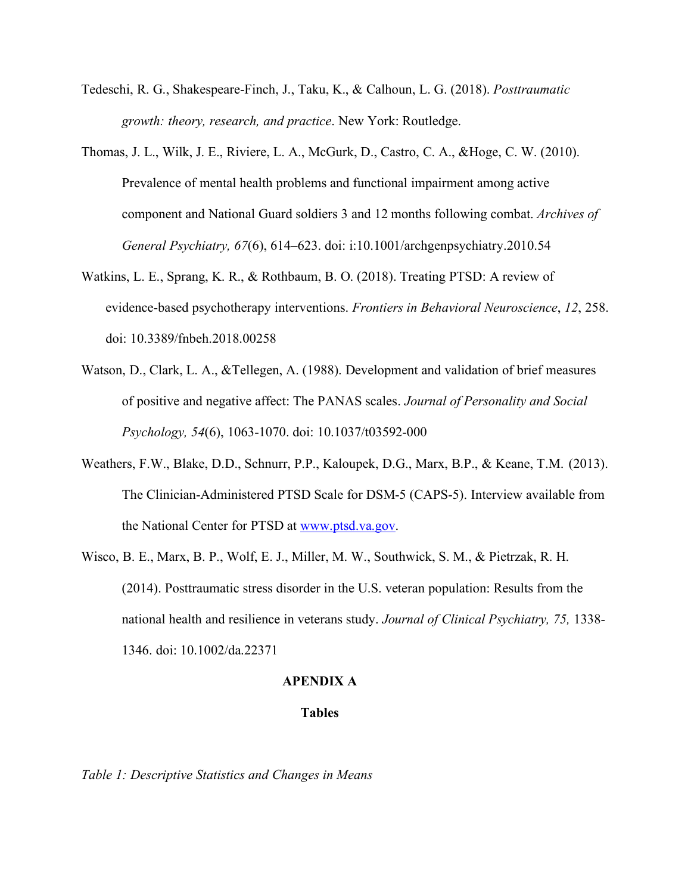Tedeschi, R. G., Shakespeare-Finch, J., Taku, K., & Calhoun, L. G. (2018). *Posttraumatic growth: theory, research, and practice*. New York: Routledge.

Thomas, J. L., Wilk, J. E., Riviere, L. A., McGurk, D., Castro, C. A., &Hoge, C. W. (2010). Prevalence of mental health problems and functional impairment among active component and National Guard soldiers 3 and 12 months following combat. *Archives of General Psychiatry, 67*(6), 614–623. doi: i:10.1001/archgenpsychiatry.2010.54

Watkins, L. E., Sprang, K. R., & Rothbaum, B. O. (2018). Treating PTSD: A review of evidence-based psychotherapy interventions. *Frontiers in Behavioral Neuroscience*, *12*, 258. doi: 10.3389/fnbeh.2018.00258

Watson, D., Clark, L. A., &Tellegen, A. (1988). Development and validation of brief measures of positive and negative affect: The PANAS scales. *Journal of Personality and Social Psychology, 54*(6), 1063-1070. doi: 10.1037/t03592-000

Weathers, F.W., Blake, D.D., Schnurr, P.P., Kaloupek, D.G., Marx, B.P., & Keane, T.M. (2013). The Clinician-Administered PTSD Scale for DSM-5 (CAPS-5). Interview available from the National Center for PTSD at www.ptsd.va.gov.

Wisco, B. E., Marx, B. P., Wolf, E. J., Miller, M. W., Southwick, S. M., & Pietrzak, R. H. (2014). Posttraumatic stress disorder in the U.S. veteran population: Results from the national health and resilience in veterans study. *Journal of Clinical Psychiatry, 75,* 1338-1346. doi: 10.1002/da.22371

## APENDIX A

### Tables

*Table 1: Descriptive Statistics and Changes in Means*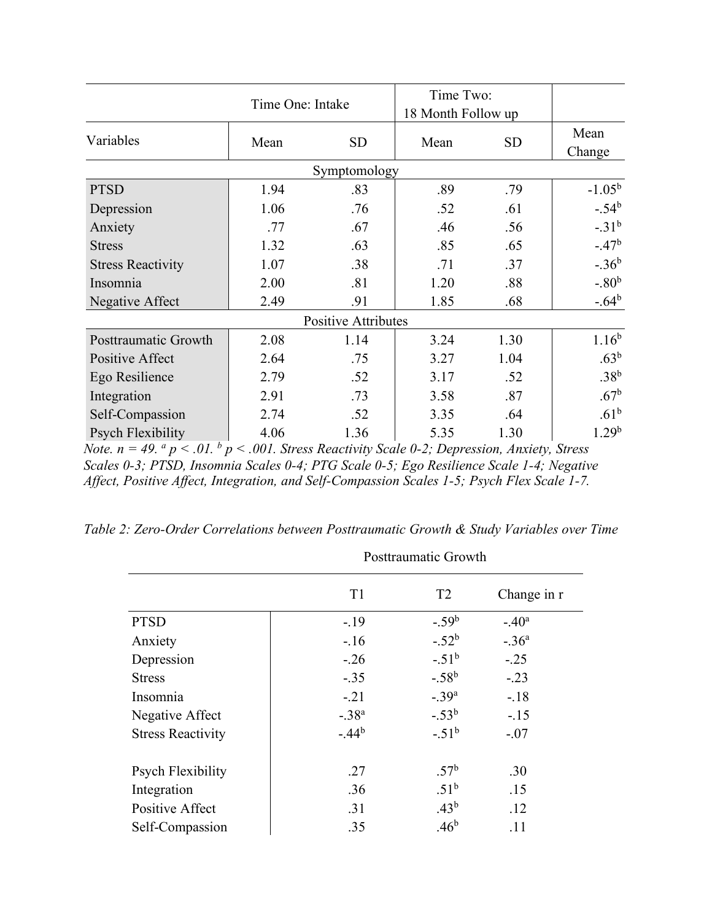| | Time One: Intake | | Time Two: 18 Month Follow up | | |
|---|---|---|---|---|---|
| Variables | Mean | SD | Mean | SD | Mean Change |
| **Symptomology** | | | | | |
| PTSD | 1.94 | .83 | .89 | .79 | -1.05[b] |
| Depression | 1.06 | .76 | .52 | .61 | -.54[b] |
| Anxiety | .77 | .67 | .46 | .56 | -.31[b] |
| Stress | 1.32 | .63 | .85 | .65 | -.47[b] |
| Stress Reactivity | 1.07 | .38 | .71 | .37 | -.36[b] |
| Insomnia | 2.00 | .81 | 1.20 | .88 | -.80[b] |
| Negative Affect | 2.49 | .91 | 1.85 | .68 | -.64[b] |
| **Positive Attributes** | | | | | |
| Posttraumatic Growth | 2.08 | 1.14 | 3.24 | 1.30 | 1.16[b] |
| Positive Affect | 2.64 | .75 | 3.27 | 1.04 | .63[b] |
| Ego Resilience | 2.79 | .52 | 3.17 | .52 | .38[b] |
| Integration | 2.91 | .73 | 3.58 | .87 | .67[b] |
| Self-Compassion | 2.74 | .52 | 3.35 | .64 | .61[b] |
| Psych Flexibility | 4.06 | 1.36 | 5.35 | 1.30 | 1.29[b] |

*Note. n = 49. [a] p < .01. [b] p < .001. Stress Reactivity Scale 0-2; Depression, Anxiety, Stress Scales 0-3; PTSD, Insomnia Scales 0-4; PTG Scale 0-5; Ego Resilience Scale 1-4; Negative Affect, Positive Affect, Integration, and Self-Compassion Scales 1-5; Psych Flex Scale 1-7.*

*Table 2: Zero-Order Correlations between Posttraumatic Growth & Study Variables over Time*

| | Posttraumatic Growth | | |
|---|---|---|---|
| | T1 | T2 | Change in r |
| PTSD | -.19 | -.59[b] | -.40[a] |
| Anxiety | -.16 | -.52[b] | -.36[a] |
| Depression | -.26 | -.51[b] | -.25 |
| Stress | -.35 | -.58[b] | -.23 |
| Insomnia | -.21 | -.39[a] | -.18 |
| Negative Affect | -.38[a] | -.53[b] | -.15 |
| Stress Reactivity | -.44[b] | -.51[b] | -.07 |
| | | | |
| Psych Flexibility | .27 | .57[b] | .30 |
| Integration | .36 | .51[b] | .15 |
| Positive Affect | .31 | .43[b] | .12 |
| Self-Compassion | .35 | .46[b] | .11 |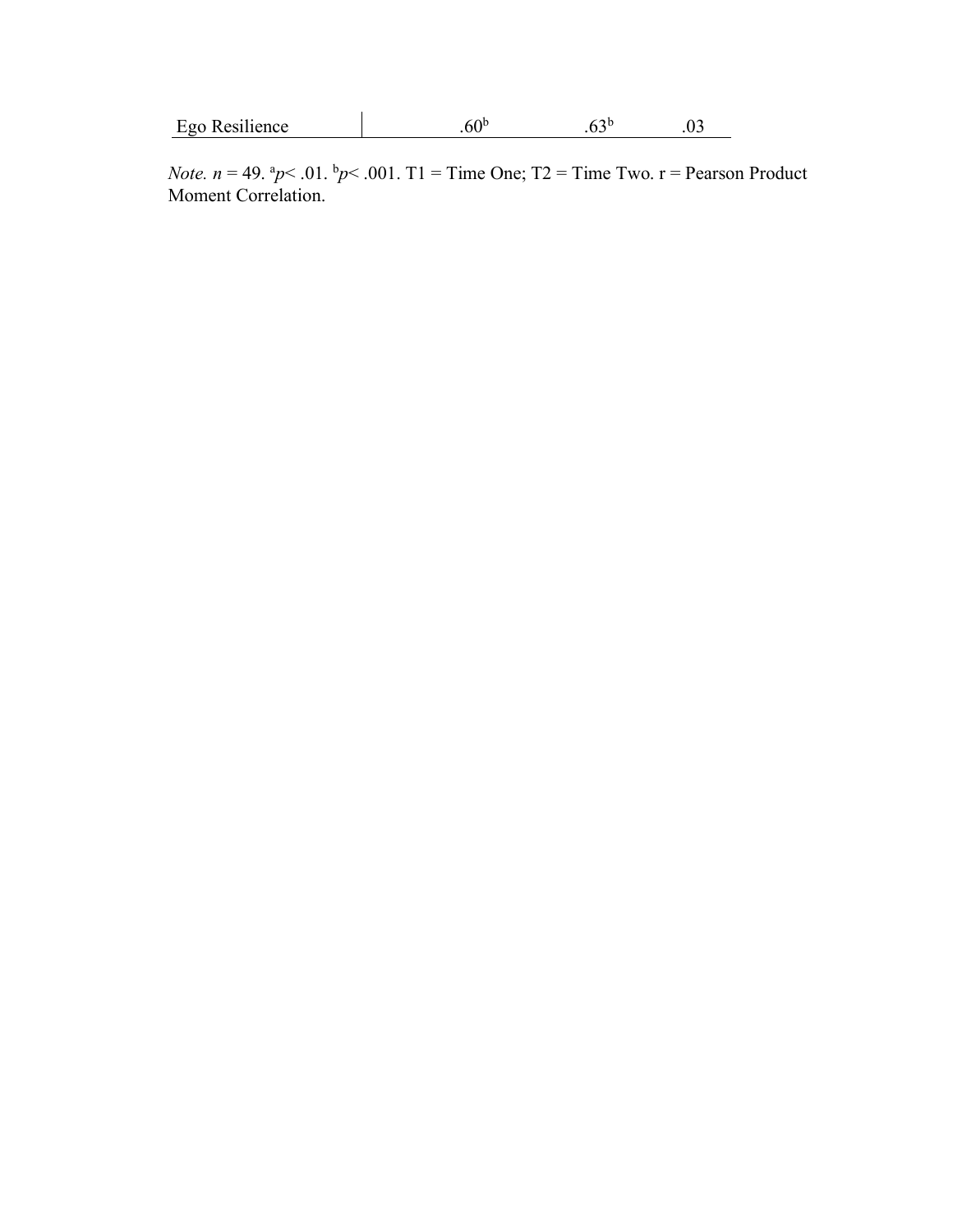| | | | |
|---|---|---|---|
| Ego Resilience | .60[b] | .63[b] | .03 |

*Note. n* = 49. [a]*p*< .01. [b]*p*< .001. T1 = Time One; T2 = Time Two. r = Pearson Product Moment Correlation.